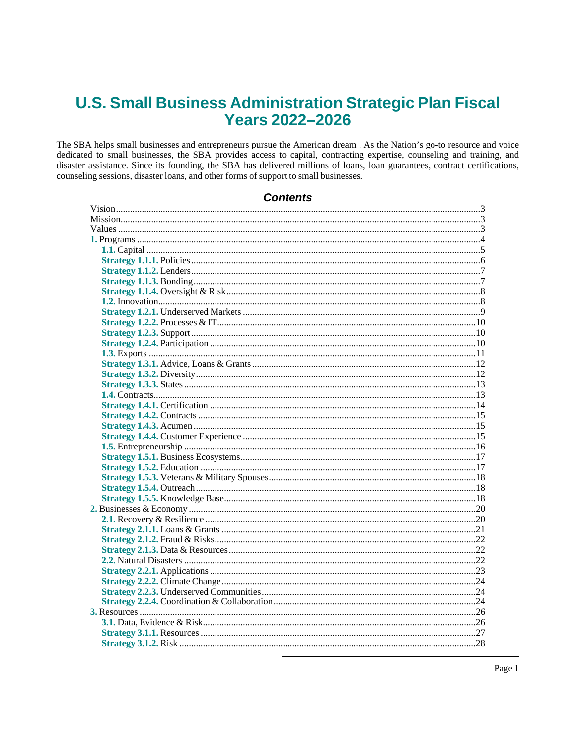# U.S. Small Business Administration Strategic Plan Fiscal Years 2022–2026

The SBA helps small businesses and entrepreneurs pursue the American dream . As the Nation's go-to resource and voice dedicated to small businesses, the SBA provides access to capital, contracting expertise, counseling and training, and disaster assistance. Since its founding, the SBA has delivered millions of loans, loan guarantees, contract certifications, counseling sessions, disaster loans, and other forms of support to small businesses.

## Contents

- Vision ........................................................................ 3
- Mission ........................................................................ 3
- Values ........................................................................ 3
- **1.** Programs ........................................................................ 4
  - **1.1.** Capital ........................................................................ 5
  - **Strategy 1.1.1.** Policies ........................................................................ 6
  - **Strategy 1.1.2.** Lenders ........................................................................ 7
  - **Strategy 1.1.3.** Bonding ........................................................................ 7
  - **Strategy 1.1.4.** Oversight & Risk ........................................................................ 8
  - **1.2.** Innovation ........................................................................ 8
  - **Strategy 1.2.1.** Underserved Markets ........................................................................ 9
  - **Strategy 1.2.2.** Processes & IT ........................................................................ 10
  - **Strategy 1.2.3.** Support ........................................................................ 10
  - **Strategy 1.2.4.** Participation ........................................................................ 10
  - **1.3.** Exports ........................................................................ 11
  - **Strategy 1.3.1.** Advice, Loans & Grants ........................................................................ 12
  - **Strategy 1.3.2.** Diversity ........................................................................ 12
  - **Strategy 1.3.3.** States ........................................................................ 13
  - **1.4.** Contracts ........................................................................ 13
  - **Strategy 1.4.1.** Certification ........................................................................ 14
  - **Strategy 1.4.2.** Contracts ........................................................................ 15
  - **Strategy 1.4.3.** Acumen ........................................................................ 15
  - **Strategy 1.4.4.** Customer Experience ........................................................................ 15
  - **1.5.** Entrepreneurship ........................................................................ 16
  - **Strategy 1.5.1.** Business Ecosystems ........................................................................ 17
  - **Strategy 1.5.2.** Education ........................................................................ 17
  - **Strategy 1.5.3.** Veterans & Military Spouses ........................................................................ 18
  - **Strategy 1.5.4.** Outreach ........................................................................ 18
  - **Strategy 1.5.5.** Knowledge Base ........................................................................ 18
- **2.** Businesses & Economy ........................................................................ 20
  - **2.1.** Recovery & Resilience ........................................................................ 20
  - **Strategy 2.1.1.** Loans & Grants ........................................................................ 21
  - **Strategy 2.1.2.** Fraud & Risks ........................................................................ 22
  - **Strategy 2.1.3.** Data & Resources ........................................................................ 22
  - **2.2.** Natural Disasters ........................................................................ 22
  - **Strategy 2.2.1.** Applications ........................................................................ 23
  - **Strategy 2.2.2.** Climate Change ........................................................................ 24
  - **Strategy 2.2.3.** Underserved Communities ........................................................................ 24
  - **Strategy 2.2.4.** Coordination & Collaboration ........................................................................ 24
- **3.** Resources ........................................................................ 26
  - **3.1.** Data, Evidence & Risk ........................................................................ 26
  - **Strategy 3.1.1.** Resources ........................................................................ 27
  - **Strategy 3.1.2.** Risk ........................................................................ 28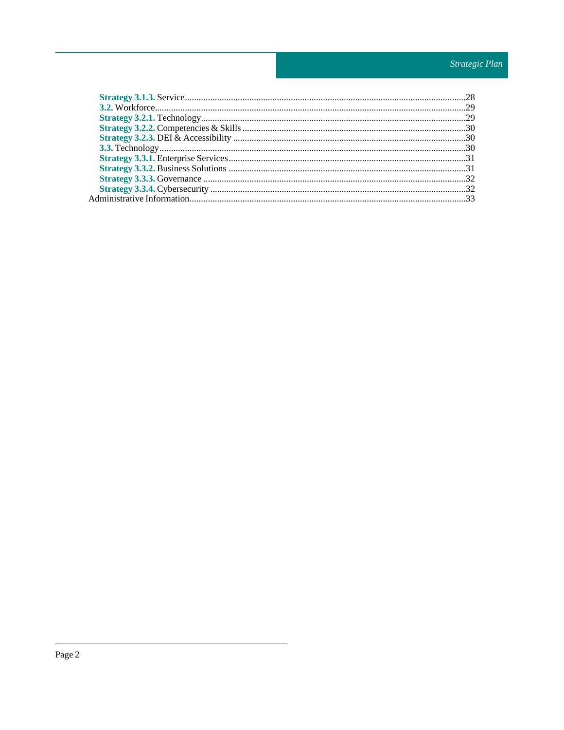**Strategy 3.1.3.** Service....................................................................................................................28
**3.2.** Workforce....................................................................................................................29
**Strategy 3.2.1.** Technology....................................................................................................................29
**Strategy 3.2.2.** Competencies & Skills....................................................................................................................30
**Strategy 3.2.3.** DEI & Accessibility....................................................................................................................30
**3.3.** Technology....................................................................................................................30
**Strategy 3.3.1.** Enterprise Services....................................................................................................................31
**Strategy 3.3.2.** Business Solutions....................................................................................................................31
**Strategy 3.3.3.** Governance....................................................................................................................32
**Strategy 3.3.4.** Cybersecurity....................................................................................................................32
Administrative Information....................................................................................................................33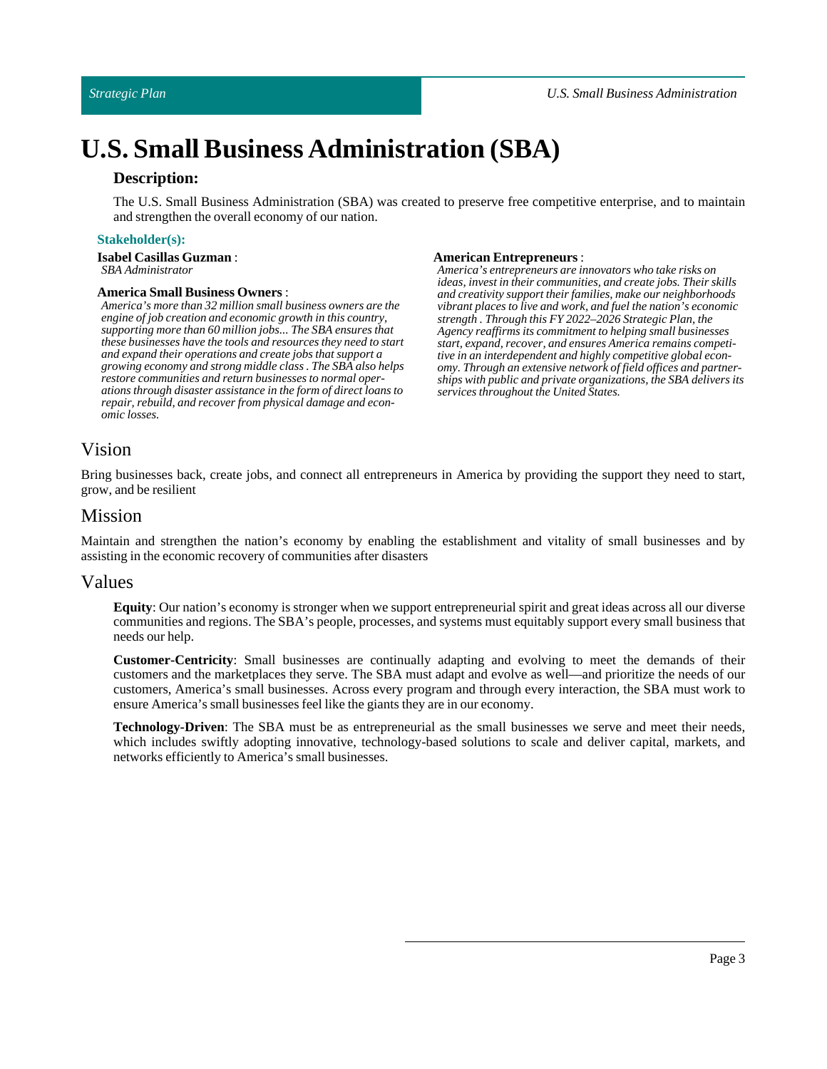# U.S. Small Business Administration (SBA)

### Description:

The U.S. Small Business Administration (SBA) was created to preserve free competitive enterprise, and to maintain and strengthen the overall economy of our nation.

#### Stakeholder(s):

**Isabel Casillas Guzman** :
*SBA Administrator*

**America Small Business Owners** :
*America's more than 32 million small business owners are the engine of job creation and economic growth in this country, supporting more than 60 million jobs... The SBA ensures that these businesses have the tools and resources they need to start and expand their operations and create jobs that support a growing economy and strong middle class . The SBA also helps restore communities and return businesses to normal operations through disaster assistance in the form of direct loans to repair, rebuild, and recover from physical damage and economic losses.*

**American Entrepreneurs** :
*America's entrepreneurs are innovators who take risks on ideas, invest in their communities, and create jobs. Their skills and creativity support their families, make our neighborhoods vibrant places to live and work, and fuel the nation's economic strength . Through this FY 2022–2026 Strategic Plan, the Agency reaffirms its commitment to helping small businesses start, expand, recover, and ensures America remains competitive in an interdependent and highly competitive global economy. Through an extensive network of field offices and partnerships with public and private organizations, the SBA delivers its services throughout the United States.*

## Vision

Bring businesses back, create jobs, and connect all entrepreneurs in America by providing the support they need to start, grow, and be resilient

## Mission

Maintain and strengthen the nation's economy by enabling the establishment and vitality of small businesses and by assisting in the economic recovery of communities after disasters

## Values

**Equity**: Our nation's economy is stronger when we support entrepreneurial spirit and great ideas across all our diverse communities and regions. The SBA's people, processes, and systems must equitably support every small business that needs our help.

**Customer-Centricity**: Small businesses are continually adapting and evolving to meet the demands of their customers and the marketplaces they serve. The SBA must adapt and evolve as well—and prioritize the needs of our customers, America's small businesses. Across every program and through every interaction, the SBA must work to ensure America's small businesses feel like the giants they are in our economy.

**Technology-Driven**: The SBA must be as entrepreneurial as the small businesses we serve and meet their needs, which includes swiftly adopting innovative, technology-based solutions to scale and deliver capital, markets, and networks efficiently to America's small businesses.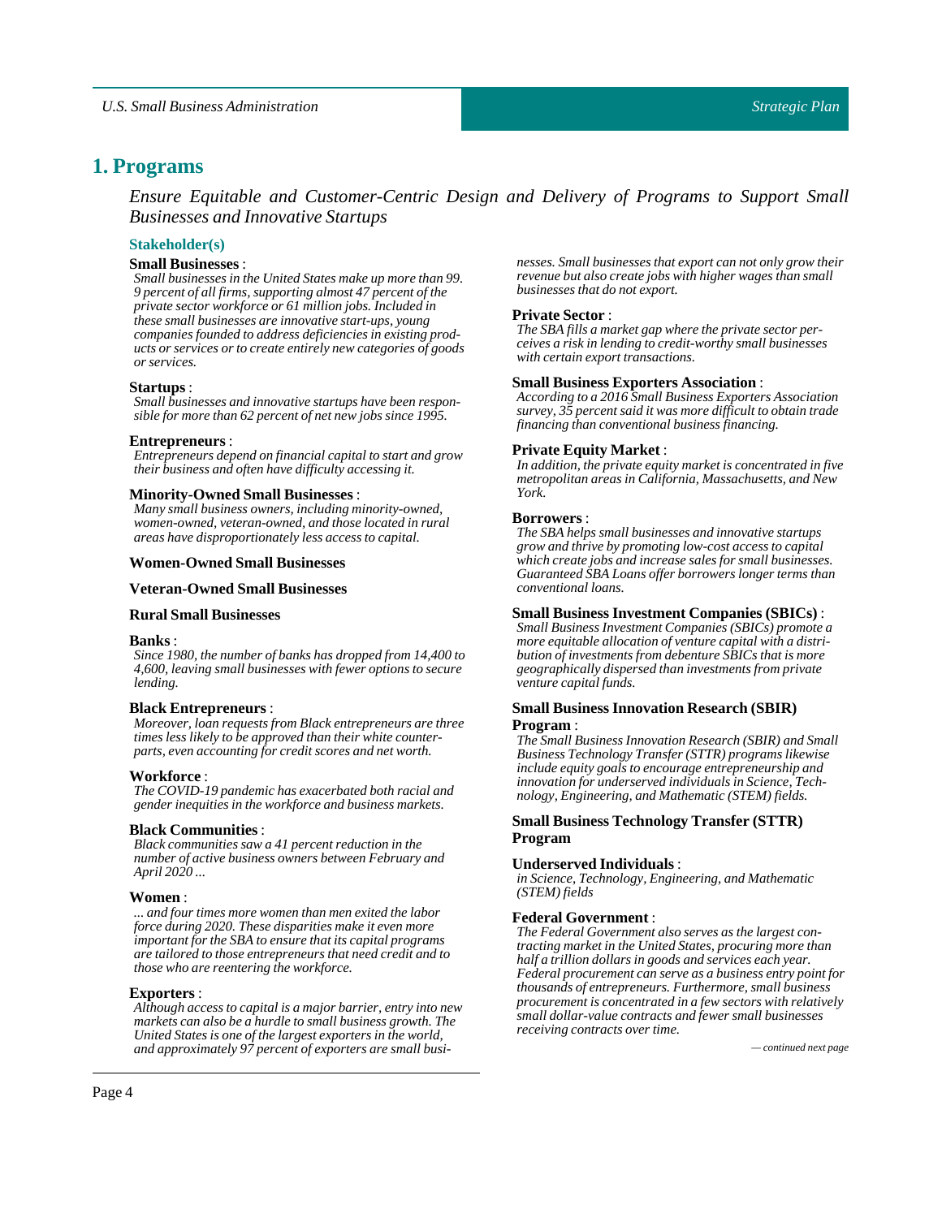# 1. Programs

*Ensure Equitable and Customer-Centric Design and Delivery of Programs to Support Small Businesses and Innovative Startups*

### Stakeholder(s)

**Small Businesses** :
*Small businesses in the United States make up more than 99.9 percent of all firms, supporting almost 47 percent of the private sector workforce or 61 million jobs. Included in these small businesses are innovative start-ups, young companies founded to address deficiencies in existing products or services or to create entirely new categories of goods or services.*

**Startups** :
*Small businesses and innovative startups have been responsible for more than 62 percent of net new jobs since 1995.*

**Entrepreneurs** :
*Entrepreneurs depend on financial capital to start and grow their business and often have difficulty accessing it.*

**Minority-Owned Small Businesses** :
*Many small business owners, including minority-owned, women-owned, veteran-owned, and those located in rural areas have disproportionately less access to capital.*

**Women-Owned Small Businesses**

**Veteran-Owned Small Businesses**

**Rural Small Businesses**

**Banks** :
*Since 1980, the number of banks has dropped from 14,400 to 4,600, leaving small businesses with fewer options to secure lending.*

**Black Entrepreneurs** :
*Moreover, loan requests from Black entrepreneurs are three times less likely to be approved than their white counterparts, even accounting for credit scores and net worth.*

**Workforce** :
*The COVID-19 pandemic has exacerbated both racial and gender inequities in the workforce and business markets.*

**Black Communities** :
*Black communities saw a 41 percent reduction in the number of active business owners between February and April 2020 ...*

**Women** :
*... and four times more women than men exited the labor force during 2020. These disparities make it even more important for the SBA to ensure that its capital programs are tailored to those entrepreneurs that need credit and to those who are reentering the workforce.*

**Exporters** :
*Although access to capital is a major barrier, entry into new markets can also be a hurdle to small business growth. The United States is one of the largest exporters in the world, and approximately 97 percent of exporters are small businesses. Small businesses that export can not only grow their revenue but also create jobs with higher wages than small businesses that do not export.*

**Private Sector** :
*The SBA fills a market gap where the private sector perceives a risk in lending to credit-worthy small businesses with certain export transactions.*

**Small Business Exporters Association** :
*According to a 2016 Small Business Exporters Association survey, 35 percent said it was more difficult to obtain trade financing than conventional business financing.*

**Private Equity Market** :
*In addition, the private equity market is concentrated in five metropolitan areas in California, Massachusetts, and New York.*

**Borrowers** :
*The SBA helps small businesses and innovative startups grow and thrive by promoting low-cost access to capital which create jobs and increase sales for small businesses. Guaranteed SBA Loans offer borrowers longer terms than conventional loans.*

**Small Business Investment Companies (SBICs)** :
*Small Business Investment Companies (SBICs) promote a more equitable allocation of venture capital with a distribution of investments from debenture SBICs that is more geographically dispersed than investments from private venture capital funds.*

**Small Business Innovation Research (SBIR) Program** :
*The Small Business Innovation Research (SBIR) and Small Business Technology Transfer (STTR) programs likewise include equity goals to encourage entrepreneurship and innovation for underserved individuals in Science, Technology, Engineering, and Mathematic (STEM) fields.*

**Small Business Technology Transfer (STTR) Program**

**Underserved Individuals** :
*in Science, Technology, Engineering, and Mathematic (STEM) fields*

**Federal Government** :
*The Federal Government also serves as the largest contracting market in the United States, procuring more than half a trillion dollars in goods and services each year. Federal procurement can serve as a business entry point for thousands of entrepreneurs. Furthermore, small business procurement is concentrated in a few sectors with relatively small dollar-value contracts and fewer small businesses receiving contracts over time.*

*— continued next page*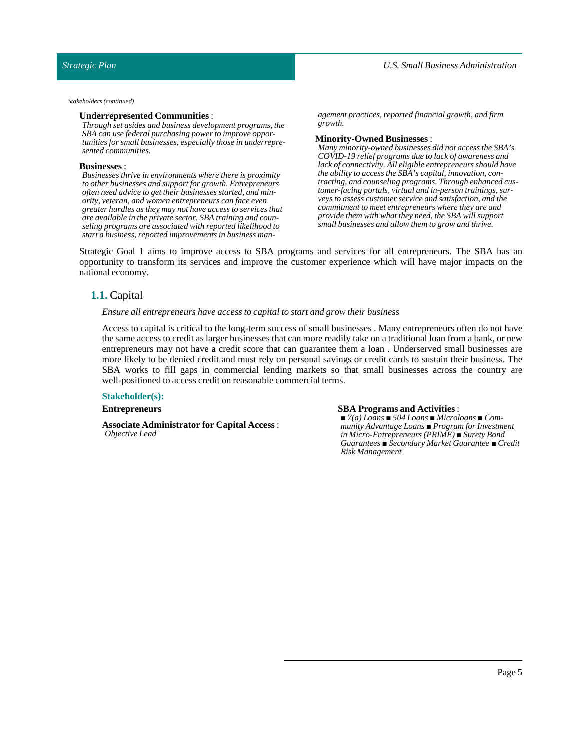*Stakeholders (continued)*

**Underrepresented Communities** :
*Through set asides and business development programs, the SBA can use federal purchasing power to improve opportunities for small businesses, especially those in underrepresented communities.*

**Businesses** :
*Businesses thrive in environments where there is proximity to other businesses and support for growth. Entrepreneurs often need advice to get their businesses started, and minority, veteran, and women entrepreneurs can face even greater hurdles as they may not have access to services that are available in the private sector. SBA training and counseling programs are associated with reported likelihood to start a business, reported improvements in business management practices, reported financial growth, and firm growth.*

**Minority-Owned Businesses** :
*Many minority-owned businesses did not access the SBA's COVID-19 relief programs due to lack of awareness and lack of connectivity. All eligible entrepreneurs should have the ability to access the SBA's capital, innovation, contracting, and counseling programs. Through enhanced customer-facing portals, virtual and in-person trainings, surveys to assess customer service and satisfaction, and the commitment to meet entrepreneurs where they are and provide them with what they need, the SBA will support small businesses and allow them to grow and thrive.*

Strategic Goal 1 aims to improve access to SBA programs and services for all entrepreneurs. The SBA has an opportunity to transform its services and improve the customer experience which will have major impacts on the national economy.

## 1.1. Capital

*Ensure all entrepreneurs have access to capital to start and grow their business*

Access to capital is critical to the long-term success of small businesses . Many entrepreneurs often do not have the same access to credit as larger businesses that can more readily take on a traditional loan from a bank, or new entrepreneurs may not have a credit score that can guarantee them a loan . Underserved small businesses are more likely to be denied credit and must rely on personal savings or credit cards to sustain their business. The SBA works to fill gaps in commercial lending markets so that small businesses across the country are well-positioned to access credit on reasonable commercial terms.

**Stakeholder(s):**

**Entrepreneurs**

**Associate Administrator for Capital Access** :
*Objective Lead*

**SBA Programs and Activities** :
*■ 7(a) Loans ■ 504 Loans ■ Microloans ■ Community Advantage Loans ■ Program for Investment in Micro-Entrepreneurs (PRIME) ■ Surety Bond Guarantees ■ Secondary Market Guarantee ■ Credit Risk Management*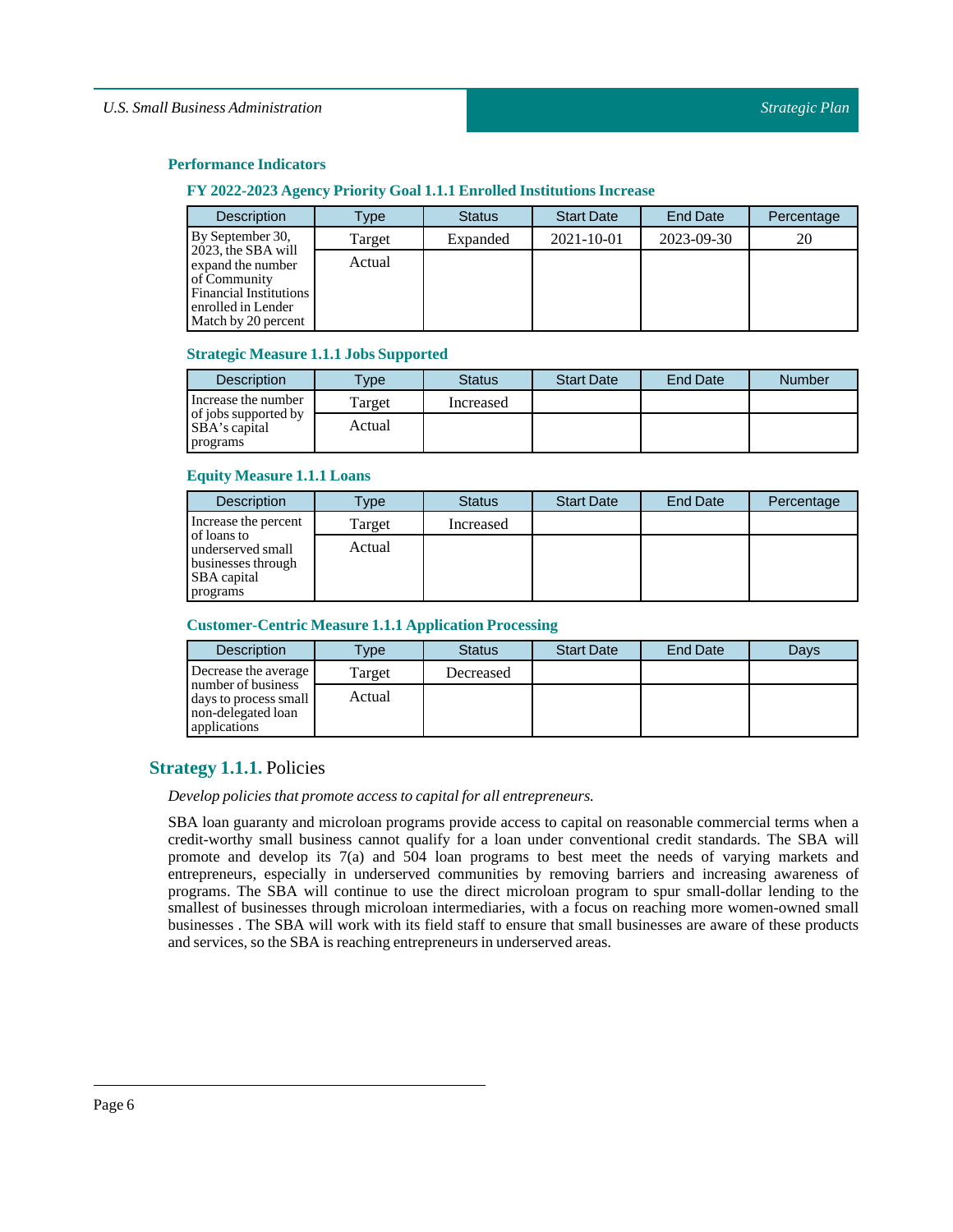### Performance Indicators

#### FY 2022-2023 Agency Priority Goal 1.1.1 Enrolled Institutions Increase

| Description | Type | Status | Start Date | End Date | Percentage |
|---|---|---|---|---|---|
| By September 30, 2023, the SBA will expand the number of Community Financial Institutions enrolled in Lender Match by 20 percent | Target | Expanded | 2021-10-01 | 2023-09-30 | 20 |
| | Actual | | | | |

#### Strategic Measure 1.1.1 Jobs Supported

| Description | Type | Status | Start Date | End Date | Number |
|---|---|---|---|---|---|
| Increase the number of jobs supported by SBA's capital programs | Target | Increased | | | |
| | Actual | | | | |

#### Equity Measure 1.1.1 Loans

| Description | Type | Status | Start Date | End Date | Percentage |
|---|---|---|---|---|---|
| Increase the percent of loans to underserved small businesses through SBA capital programs | Target | Increased | | | |
| | Actual | | | | |

#### Customer-Centric Measure 1.1.1 Application Processing

| Description | Type | Status | Start Date | End Date | Days |
|---|---|---|---|---|---|
| Decrease the average number of business days to process small non-delegated loan applications | Target | Decreased | | | |
| | Actual | | | | |

## Strategy 1.1.1. Policies

*Develop policies that promote access to capital for all entrepreneurs.*

SBA loan guaranty and microloan programs provide access to capital on reasonable commercial terms when a credit-worthy small business cannot qualify for a loan under conventional credit standards. The SBA will promote and develop its 7(a) and 504 loan programs to best meet the needs of varying markets and entrepreneurs, especially in underserved communities by removing barriers and increasing awareness of programs. The SBA will continue to use the direct microloan program to spur small-dollar lending to the smallest of businesses through microloan intermediaries, with a focus on reaching more women-owned small businesses . The SBA will work with its field staff to ensure that small businesses are aware of these products and services, so the SBA is reaching entrepreneurs in underserved areas.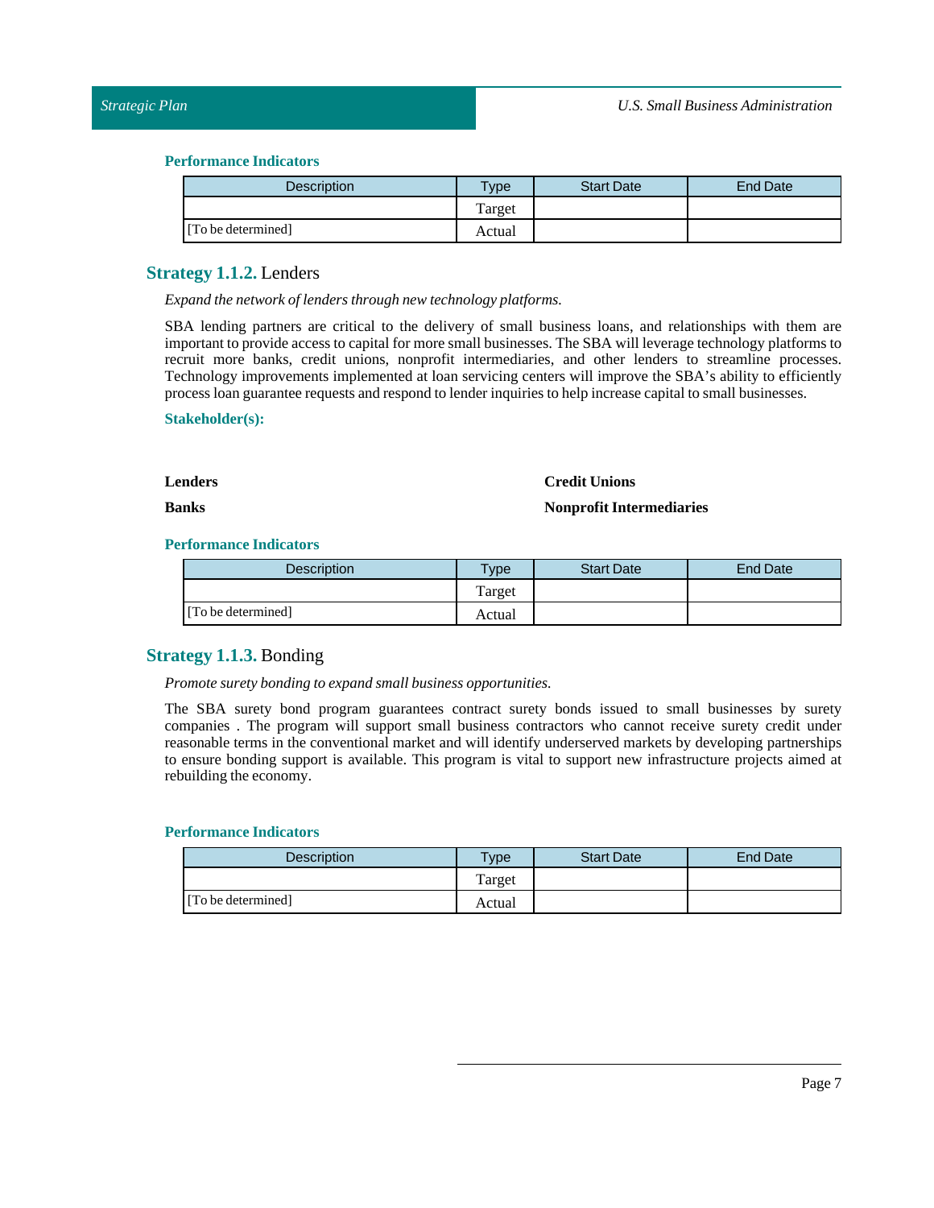#### Performance Indicators

| Description | Type | Start Date | End Date |
| --- | --- | --- | --- |
| | Target | | |
| [To be determined] | Actual | | |

### **Strategy 1.1.2.** Lenders

*Expand the network of lenders through new technology platforms.*

SBA lending partners are critical to the delivery of small business loans, and relationships with them are important to provide access to capital for more small businesses. The SBA will leverage technology platforms to recruit more banks, credit unions, nonprofit intermediaries, and other lenders to streamline processes. Technology improvements implemented at loan servicing centers will improve the SBA's ability to efficiently process loan guarantee requests and respond to lender inquiries to help increase capital to small businesses.

#### Stakeholder(s):

**Lenders**

**Banks**

**Credit Unions**

**Nonprofit Intermediaries**

#### Performance Indicators

| Description | Type | Start Date | End Date |
| --- | --- | --- | --- |
| | Target | | |
| [To be determined] | Actual | | |

### **Strategy 1.1.3.** Bonding

*Promote surety bonding to expand small business opportunities.*

The SBA surety bond program guarantees contract surety bonds issued to small businesses by surety companies . The program will support small business contractors who cannot receive surety credit under reasonable terms in the conventional market and will identify underserved markets by developing partnerships to ensure bonding support is available. This program is vital to support new infrastructure projects aimed at rebuilding the economy.

#### Performance Indicators

| Description | Type | Start Date | End Date |
| --- | --- | --- | --- |
| | Target | | |
| [To be determined] | Actual | | |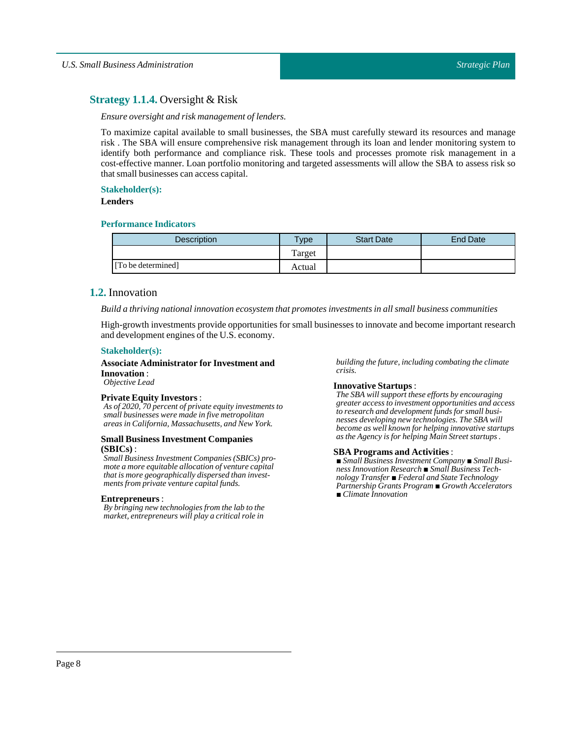## Strategy 1.1.4. Oversight & Risk

*Ensure oversight and risk management of lenders.*

To maximize capital available to small businesses, the SBA must carefully steward its resources and manage risk . The SBA will ensure comprehensive risk management through its loan and lender monitoring system to identify both performance and compliance risk. These tools and processes promote risk management in a cost-effective manner. Loan portfolio monitoring and targeted assessments will allow the SBA to assess risk so that small businesses can access capital.

**Stakeholder(s):**

**Lenders**

**Performance Indicators**

| Description | Type | Start Date | End Date |
|---|---|---|---|
| | Target | | |
| [To be determined] | Actual | | |

## 1.2. Innovation

*Build a thriving national innovation ecosystem that promotes investments in all small business communities*

High-growth investments provide opportunities for small businesses to innovate and become important research and development engines of the U.S. economy.

**Stakeholder(s):**

**Associate Administrator for Investment and Innovation** :
*Objective Lead*

**Private Equity Investors** :
*As of 2020, 70 percent of private equity investments to small businesses were made in five metropolitan areas in California, Massachusetts, and New York.*

**Small Business Investment Companies (SBICs)** :
*Small Business Investment Companies (SBICs) promote a more equitable allocation of venture capital that is more geographically dispersed than investments from private venture capital funds.*

**Entrepreneurs** :
*By bringing new technologies from the lab to the market, entrepreneurs will play a critical role in building the future, including combating the climate crisis.*

**Innovative Startups** :
*The SBA will support these efforts by encouraging greater access to investment opportunities and access to research and development funds for small businesses developing new technologies. The SBA will become as well known for helping innovative startups as the Agency is for helping Main Street startups .*

**SBA Programs and Activities** :
*■ Small Business Investment Company ■ Small Business Innovation Research ■ Small Business Technology Transfer ■ Federal and State Technology Partnership Grants Program ■ Growth Accelerators ■ Climate Innovation*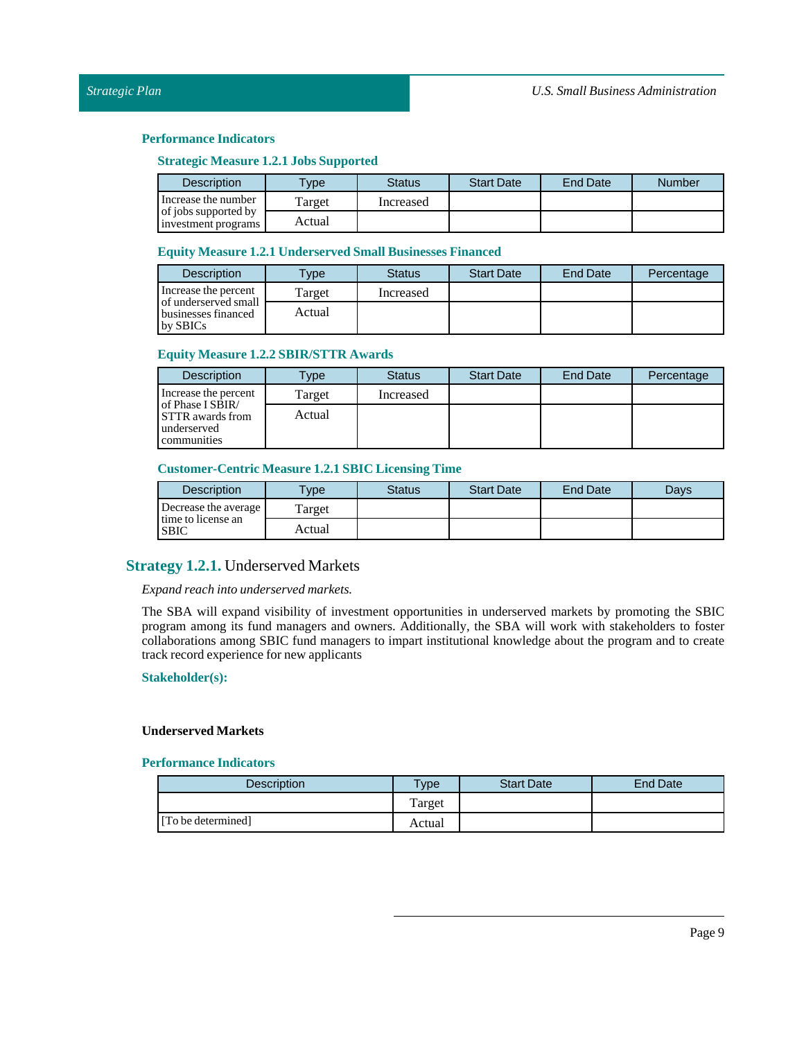### Performance Indicators

#### Strategic Measure 1.2.1 Jobs Supported

| Description | Type | Status | Start Date | End Date | Number |
|---|---|---|---|---|---|
| Increase the number of jobs supported by investment programs | Target | Increased | | | |
| | Actual | | | | |

#### Equity Measure 1.2.1 Underserved Small Businesses Financed

| Description | Type | Status | Start Date | End Date | Percentage |
|---|---|---|---|---|---|
| Increase the percent of underserved small businesses financed by SBICs | Target | Increased | | | |
| | Actual | | | | |

#### Equity Measure 1.2.2 SBIR/STTR Awards

| Description | Type | Status | Start Date | End Date | Percentage |
|---|---|---|---|---|---|
| Increase the percent of Phase I SBIR/ STTR awards from underserved communities | Target | Increased | | | |
| | Actual | | | | |

#### Customer-Centric Measure 1.2.1 SBIC Licensing Time

| Description | Type | Status | Start Date | End Date | Days |
|---|---|---|---|---|---|
| Decrease the average time to license an SBIC | Target | | | | |
| | Actual | | | | |

## Strategy 1.2.1. Underserved Markets

*Expand reach into underserved markets.*

The SBA will expand visibility of investment opportunities in underserved markets by promoting the SBIC program among its fund managers and owners. Additionally, the SBA will work with stakeholders to foster collaborations among SBIC fund managers to impart institutional knowledge about the program and to create track record experience for new applicants

### Stakeholder(s):

**Underserved Markets**

### Performance Indicators

| Description | Type | Start Date | End Date |
|---|---|---|---|
| | Target | | |
| [To be determined] | Actual | | |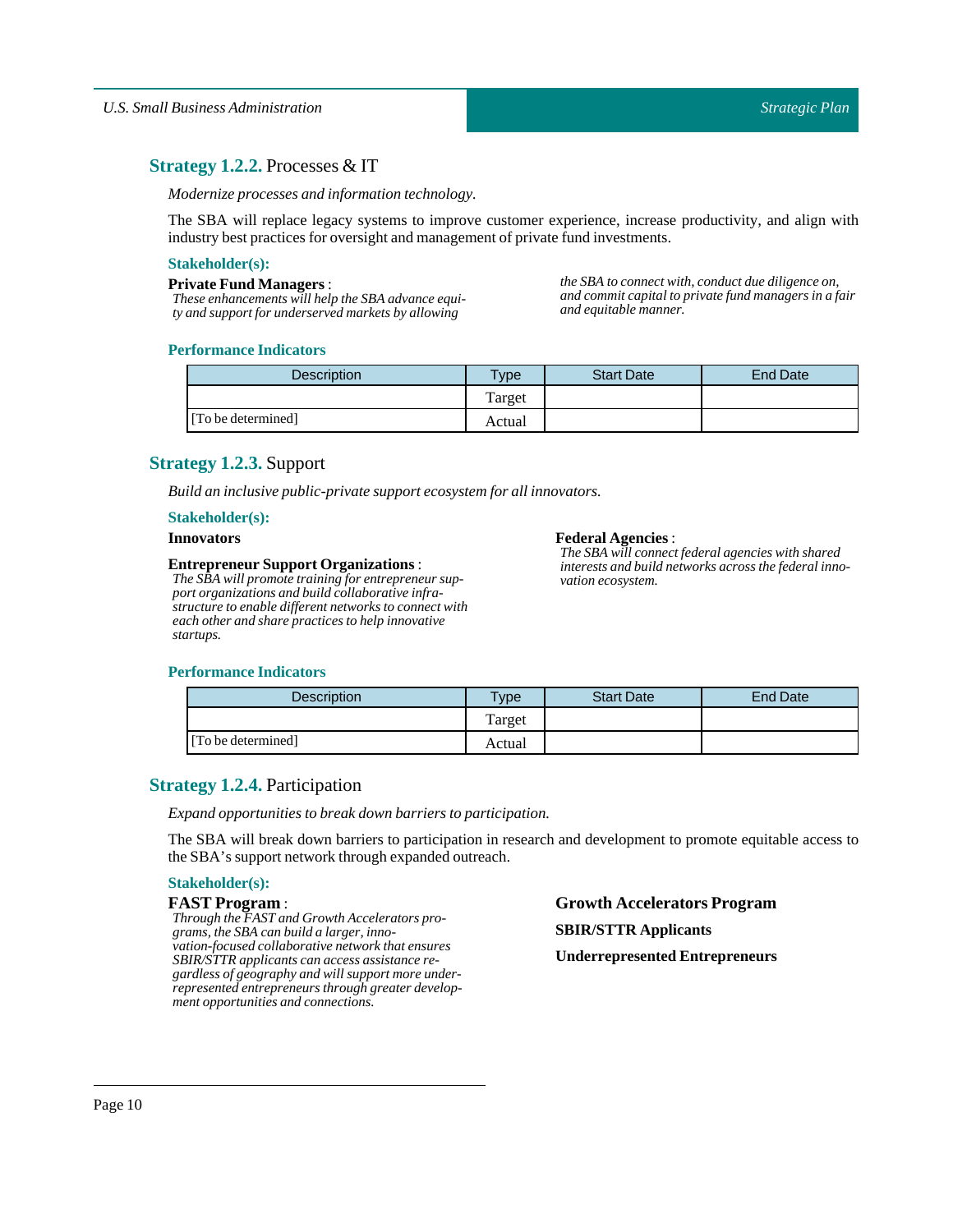## Strategy 1.2.2. Processes & IT

*Modernize processes and information technology.*

The SBA will replace legacy systems to improve customer experience, increase productivity, and align with industry best practices for oversight and management of private fund investments.

### Stakeholder(s):

**Private Fund Managers** :
*These enhancements will help the SBA advance equity and support for underserved markets by allowing the SBA to connect with, conduct due diligence on, and commit capital to private fund managers in a fair and equitable manner.*

### Performance Indicators

| Description | Type | Start Date | End Date |
|---|---|---|---|
| | Target | | |
| [To be determined] | Actual | | |

## Strategy 1.2.3. Support

*Build an inclusive public-private support ecosystem for all innovators.*

### Stakeholder(s):

**Innovators**

**Entrepreneur Support Organizations** :
*The SBA will promote training for entrepreneur support organizations and build collaborative infrastructure to enable different networks to connect with each other and share practices to help innovative startups.*

**Federal Agencies** :
*The SBA will connect federal agencies with shared interests and build networks across the federal innovation ecosystem.*

### Performance Indicators

| Description | Type | Start Date | End Date |
|---|---|---|---|
| | Target | | |
| [To be determined] | Actual | | |

## Strategy 1.2.4. Participation

*Expand opportunities to break down barriers to participation.*

The SBA will break down barriers to participation in research and development to promote equitable access to the SBA's support network through expanded outreach.

### Stakeholder(s):

**FAST Program** :
*Through the FAST and Growth Accelerators programs, the SBA can build a larger, innovation-focused collaborative network that ensures SBIR/STTR applicants can access assistance regardless of geography and will support more underrepresented entrepreneurs through greater development opportunities and connections.*

**Growth Accelerators Program**

**SBIR/STTR Applicants**

**Underrepresented Entrepreneurs**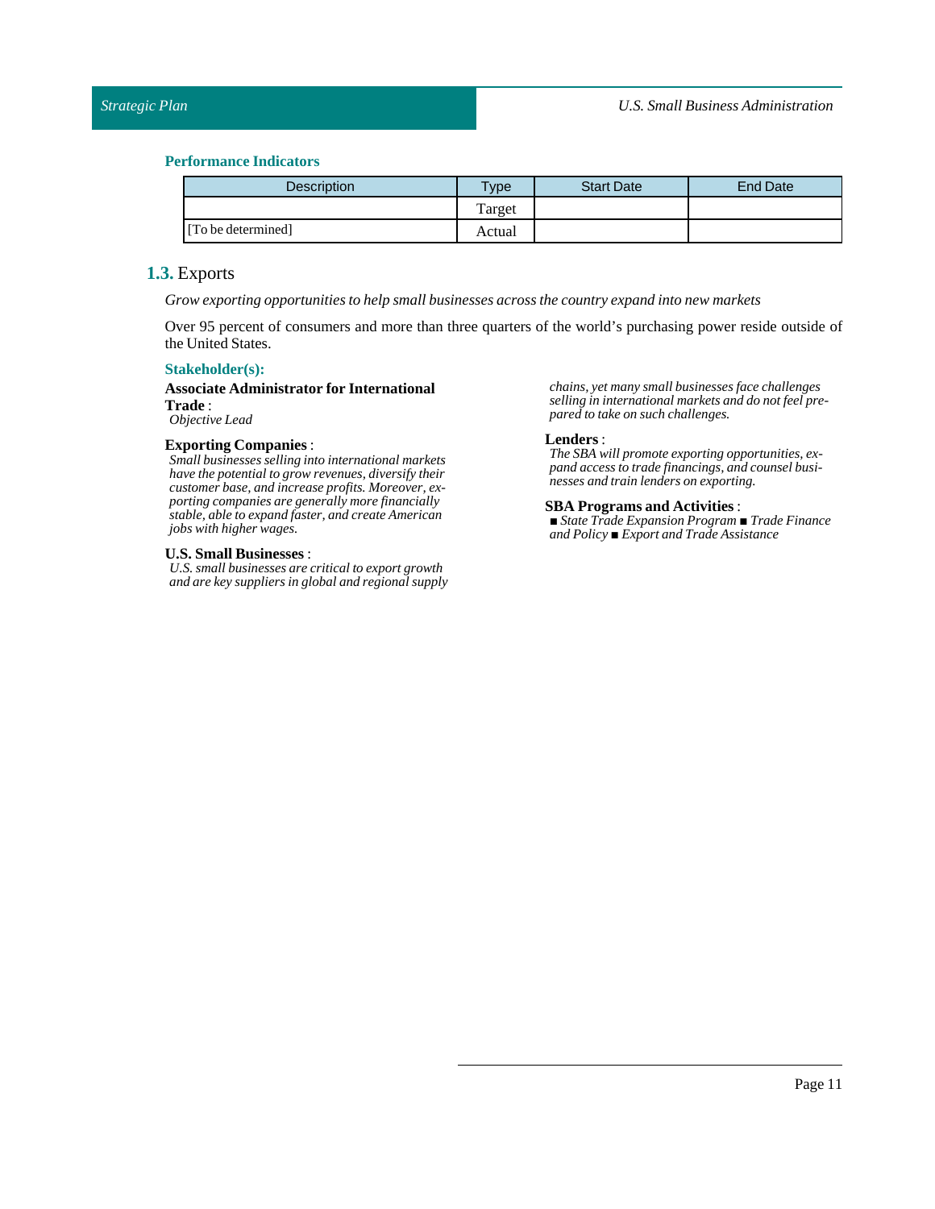### Performance Indicators

| Description | Type | Start Date | End Date |
|---|---|---|---|
| | Target | | |
| [To be determined] | Actual | | |

## 1.3. Exports

*Grow exporting opportunities to help small businesses across the country expand into new markets*

Over 95 percent of consumers and more than three quarters of the world's purchasing power reside outside of the United States.

### Stakeholder(s):

**Associate Administrator for International Trade** :
*Objective Lead*

**Exporting Companies** :
*Small businesses selling into international markets have the potential to grow revenues, diversify their customer base, and increase profits. Moreover, exporting companies are generally more financially stable, able to expand faster, and create American jobs with higher wages.*

**U.S. Small Businesses** :
*U.S. small businesses are critical to export growth and are key suppliers in global and regional supply chains, yet many small businesses face challenges selling in international markets and do not feel prepared to take on such challenges.*

**Lenders** :
*The SBA will promote exporting opportunities, expand access to trade financings, and counsel businesses and train lenders on exporting.*

**SBA Programs and Activities** :
*■ State Trade Expansion Program ■ Trade Finance and Policy ■ Export and Trade Assistance*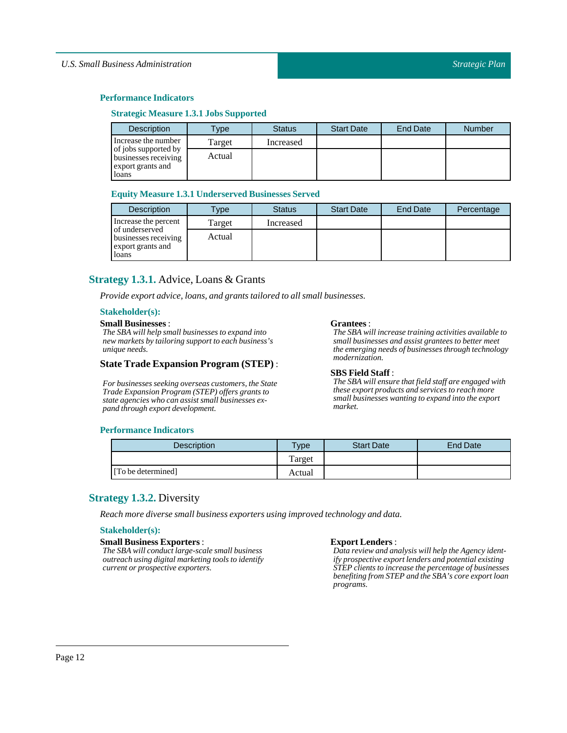### Performance Indicators

#### Strategic Measure 1.3.1 Jobs Supported

| Description | Type | Status | Start Date | End Date | Number |
|---|---|---|---|---|---|
| Increase the number of jobs supported by businesses receiving export grants and loans | Target | Increased | | | |
| | Actual | | | | |

#### Equity Measure 1.3.1 Underserved Businesses Served

| Description | Type | Status | Start Date | End Date | Percentage |
|---|---|---|---|---|---|
| Increase the percent of underserved businesses receiving export grants and loans | Target | Increased | | | |
| | Actual | | | | |

## Strategy 1.3.1. Advice, Loans & Grants

*Provide export advice, loans, and grants tailored to all small businesses.*

### Stakeholder(s):

**Small Businesses** :
*The SBA will help small businesses to expand into new markets by tailoring support to each business's unique needs.*

**State Trade Expansion Program (STEP)** :
*For businesses seeking overseas customers, the State Trade Expansion Program (STEP) offers grants to state agencies who can assist small businesses expand through export development.*

**Grantees** :
*The SBA will increase training activities available to small businesses and assist grantees to better meet the emerging needs of businesses through technology modernization.*

**SBS Field Staff** :
*The SBA will ensure that field staff are engaged with these export products and services to reach more small businesses wanting to expand into the export market.*

### Performance Indicators

| Description | Type | Start Date | End Date |
|---|---|---|---|
| | Target | | |
| [To be determined] | Actual | | |

## Strategy 1.3.2. Diversity

*Reach more diverse small business exporters using improved technology and data.*

### Stakeholder(s):

**Small Business Exporters** :
*The SBA will conduct large-scale small business outreach using digital marketing tools to identify current or prospective exporters.*

**Export Lenders** :
*Data review and analysis will help the Agency identify prospective export lenders and potential existing STEP clients to increase the percentage of businesses benefiting from STEP and the SBA's core export loan programs.*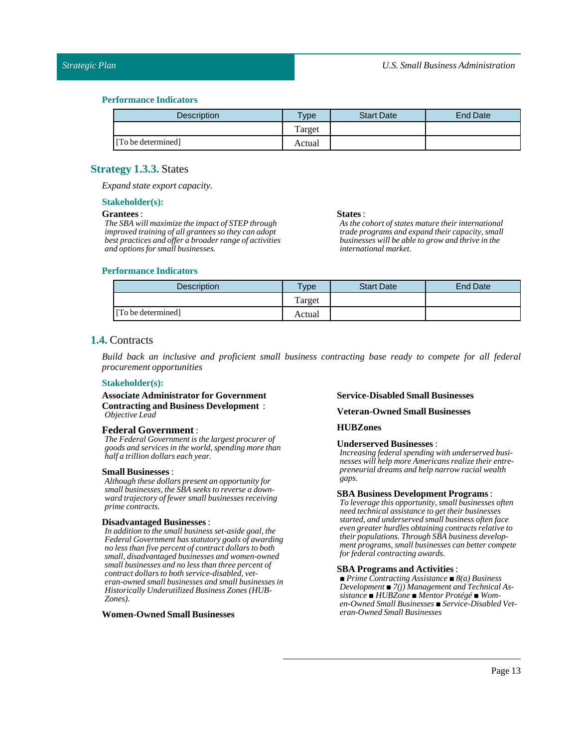### Performance Indicators

| Description | Type | Start Date | End Date |
|---|---|---|---|
| | Target | | |
| [To be determined] | Actual | | |

## Strategy 1.3.3. States

*Expand state export capacity.*

### Stakeholder(s):

**Grantees** :
*The SBA will maximize the impact of STEP through improved training of all grantees so they can adopt best practices and offer a broader range of activities and options for small businesses.*

**States** :
*As the cohort of states mature their international trade programs and expand their capacity, small businesses will be able to grow and thrive in the international market.*

### Performance Indicators

| Description | Type | Start Date | End Date |
|---|---|---|---|
| | Target | | |
| [To be determined] | Actual | | |

## 1.4. Contracts

*Build back an inclusive and proficient small business contracting base ready to compete for all federal procurement opportunities*

### Stakeholder(s):

**Associate Administrator for Government Contracting and Business Development** :
*Objective Lead*

**Federal Government** :
*The Federal Government is the largest procurer of goods and services in the world, spending more than half a trillion dollars each year.*

**Small Businesses** :
*Although these dollars present an opportunity for small businesses, the SBA seeks to reverse a downward trajectory of fewer small businesses receiving prime contracts.*

**Disadvantaged Businesses** :
*In addition to the small business set-aside goal, the Federal Government has statutory goals of awarding no less than five percent of contract dollars to both small, disadvantaged businesses and women-owned small businesses and no less than three percent of contract dollars to both service-disabled, veteran-owned small businesses and small businesses in Historically Underutilized Business Zones (HUBZones).*

**Women-Owned Small Businesses**

**Service-Disabled Small Businesses**

**Veteran-Owned Small Businesses**

**HUBZones**

**Underserved Businesses** :
*Increasing federal spending with underserved businesses will help more Americans realize their entrepreneurial dreams and help narrow racial wealth gaps.*

**SBA Business Development Programs** :
*To leverage this opportunity, small businesses often need technical assistance to get their businesses started, and underserved small business often face even greater hurdles obtaining contracts relative to their populations. Through SBA business development programs, small businesses can better compete for federal contracting awards.*

**SBA Programs and Activities** :
*■ Prime Contracting Assistance ■ 8(a) Business Development ■ 7(j) Management and Technical Assistance ■ HUBZone ■ Mentor Protégé ■ Women-Owned Small Businesses ■ Service-Disabled Veteran-Owned Small Businesses*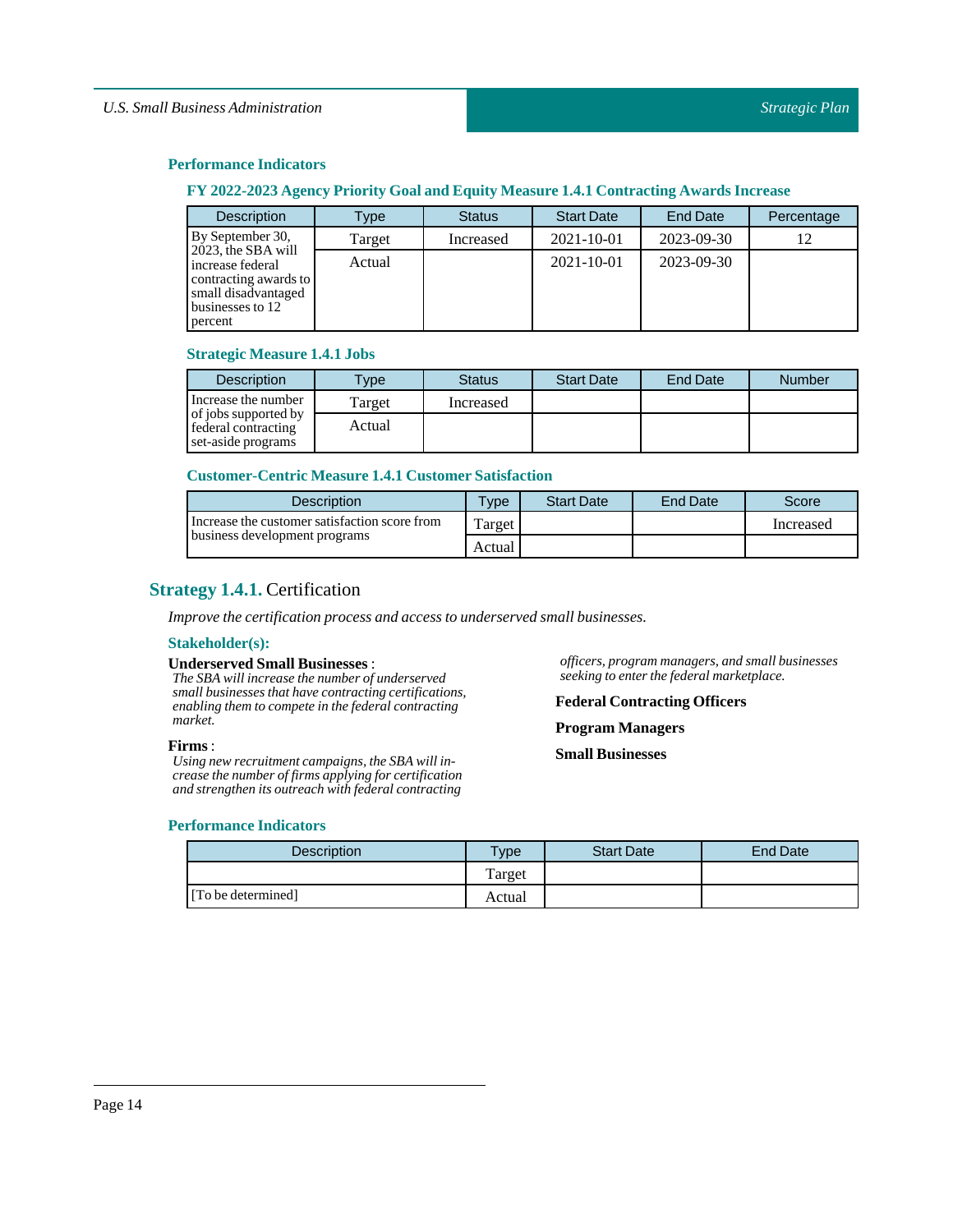### Performance Indicators

#### FY 2022-2023 Agency Priority Goal and Equity Measure 1.4.1 Contracting Awards Increase

| Description | Type | Status | Start Date | End Date | Percentage |
|---|---|---|---|---|---|
| By September 30, 2023, the SBA will increase federal contracting awards to small disadvantaged businesses to 12 percent | Target | Increased | 2021-10-01 | 2023-09-30 | 12 |
| | Actual | | 2021-10-01 | 2023-09-30 | |

#### Strategic Measure 1.4.1 Jobs

| Description | Type | Status | Start Date | End Date | Number |
|---|---|---|---|---|---|
| Increase the number of jobs supported by federal contracting set-aside programs | Target | Increased | | | |
| | Actual | | | | |

#### Customer-Centric Measure 1.4.1 Customer Satisfaction

| Description | Type | Start Date | End Date | Score |
|---|---|---|---|---|
| Increase the customer satisfaction score from business development programs | Target | | | Increased |
| | Actual | | | |

## Strategy 1.4.1. Certification

*Improve the certification process and access to underserved small businesses.*

### Stakeholder(s):

**Underserved Small Businesses** :
*The SBA will increase the number of underserved small businesses that have contracting certifications, enabling them to compete in the federal contracting market.*

**Firms** :
*Using new recruitment campaigns, the SBA will increase the number of firms applying for certification and strengthen its outreach with federal contracting officers, program managers, and small businesses seeking to enter the federal marketplace.*

**Federal Contracting Officers**

**Program Managers**

**Small Businesses**

### Performance Indicators

| Description | Type | Start Date | End Date |
|---|---|---|---|
| | Target | | |
| [To be determined] | Actual | | |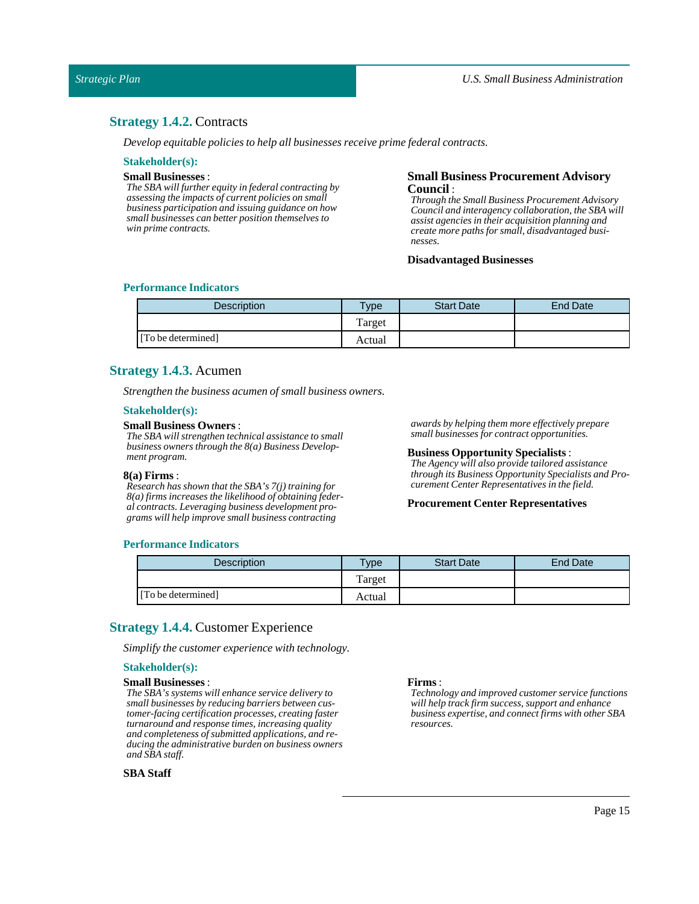## **Strategy 1.4.2.** Contracts

*Develop equitable policies to help all businesses receive prime federal contracts.*

### Stakeholder(s):

**Small Businesses** :
*The SBA will further equity in federal contracting by assessing the impacts of current policies on small business participation and issuing guidance on how small businesses can better position themselves to win prime contracts.*

**Small Business Procurement Advisory Council** :
*Through the Small Business Procurement Advisory Council and interagency collaboration, the SBA will assist agencies in their acquisition planning and create more paths for small, disadvantaged businesses.*

**Disadvantaged Businesses**

### Performance Indicators

| Description | Type | Start Date | End Date |
|---|---|---|---|
| | Target | | |
| [To be determined] | Actual | | |

## **Strategy 1.4.3.** Acumen

*Strengthen the business acumen of small business owners.*

### Stakeholder(s):

**Small Business Owners** :
*The SBA will strengthen technical assistance to small business owners through the 8(a) Business Development program.*

**8(a) Firms** :
*Research has shown that the SBA's 7(j) training for 8(a) firms increases the likelihood of obtaining federal contracts. Leveraging business development programs will help improve small business contracting awards by helping them more effectively prepare small businesses for contract opportunities.*

**Business Opportunity Specialists** :
*The Agency will also provide tailored assistance through its Business Opportunity Specialists and Procurement Center Representatives in the field.*

**Procurement Center Representatives**

### Performance Indicators

| Description | Type | Start Date | End Date |
|---|---|---|---|
| | Target | | |
| [To be determined] | Actual | | |

## **Strategy 1.4.4.** Customer Experience

*Simplify the customer experience with technology.*

### Stakeholder(s):

**Small Businesses** :
*The SBA's systems will enhance service delivery to small businesses by reducing barriers between customer-facing certification processes, creating faster turnaround and response times, increasing quality and completeness of submitted applications, and reducing the administrative burden on business owners and SBA staff.*

**SBA Staff**

**Firms** :
*Technology and improved customer service functions will help track firm success, support and enhance business expertise, and connect firms with other SBA resources.*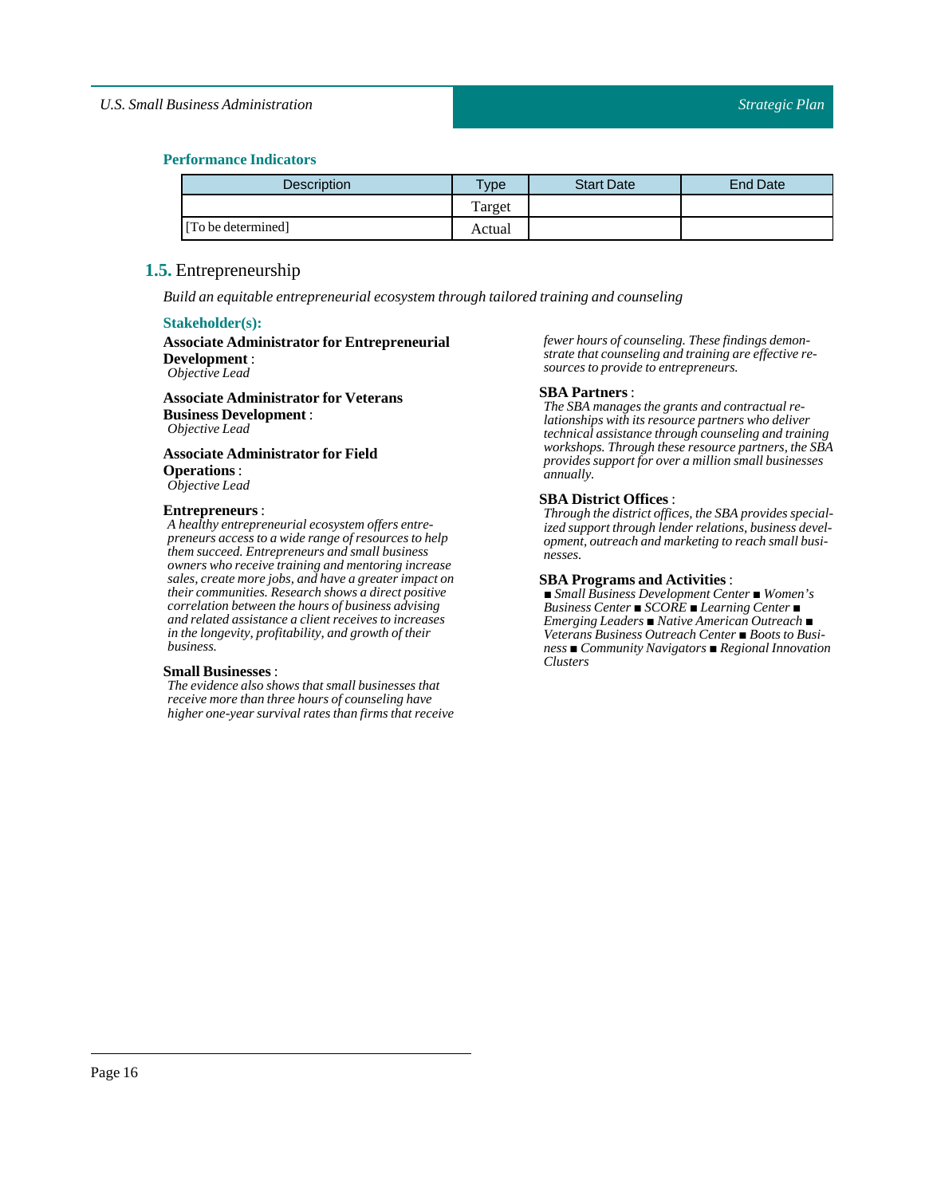### Performance Indicators

| Description | Type | Start Date | End Date |
|---|---|---|---|
| | Target | | |
| [To be determined] | Actual | | |

## 1.5. Entrepreneurship

*Build an equitable entrepreneurial ecosystem through tailored training and counseling*

### Stakeholder(s):

**Associate Administrator for Entrepreneurial Development** :
*Objective Lead*

**Associate Administrator for Veterans Business Development** :
*Objective Lead*

**Associate Administrator for Field Operations** :
*Objective Lead*

**Entrepreneurs** :
*A healthy entrepreneurial ecosystem offers entrepreneurs access to a wide range of resources to help them succeed. Entrepreneurs and small business owners who receive training and mentoring increase sales, create more jobs, and have a greater impact on their communities. Research shows a direct positive correlation between the hours of business advising and related assistance a client receives to increases in the longevity, profitability, and growth of their business.*

**Small Businesses** :
*The evidence also shows that small businesses that receive more than three hours of counseling have higher one-year survival rates than firms that receive fewer hours of counseling. These findings demonstrate that counseling and training are effective resources to provide to entrepreneurs.*

**SBA Partners** :
*The SBA manages the grants and contractual relationships with its resource partners who deliver technical assistance through counseling and training workshops. Through these resource partners, the SBA provides support for over a million small businesses annually.*

**SBA District Offices** :
*Through the district offices, the SBA provides specialized support through lender relations, business development, outreach and marketing to reach small businesses.*

**SBA Programs and Activities** :
*■ Small Business Development Center ■ Women's Business Center ■ SCORE ■ Learning Center ■ Emerging Leaders ■ Native American Outreach ■ Veterans Business Outreach Center ■ Boots to Business ■ Community Navigators ■ Regional Innovation Clusters*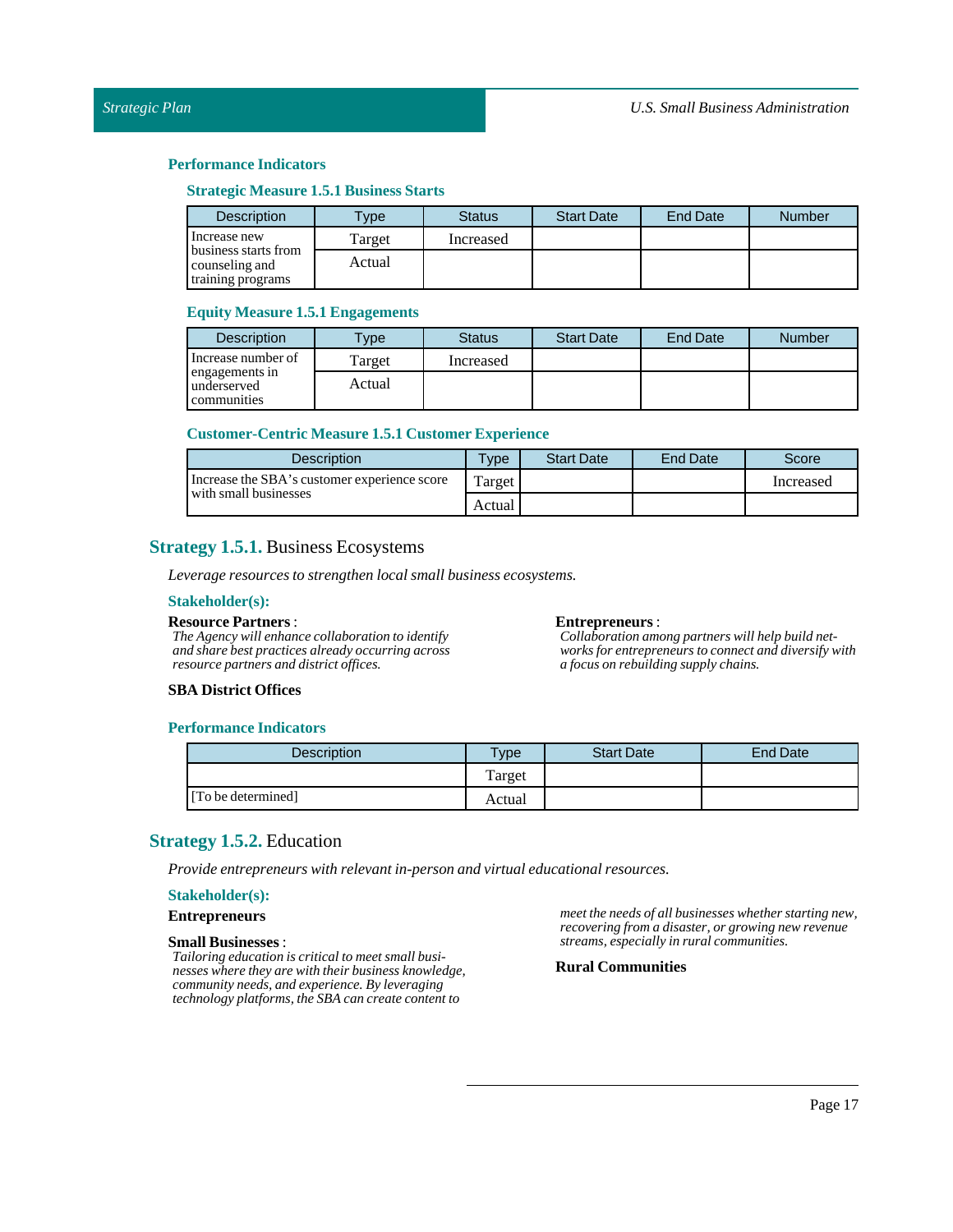### Performance Indicators

#### Strategic Measure 1.5.1 Business Starts

| Description | Type | Status | Start Date | End Date | Number |
|---|---|---|---|---|---|
| Increase new business starts from counseling and training programs | Target | Increased | | | |
| | Actual | | | | |

#### Equity Measure 1.5.1 Engagements

| Description | Type | Status | Start Date | End Date | Number |
|---|---|---|---|---|---|
| Increase number of engagements in underserved communities | Target | Increased | | | |
| | Actual | | | | |

#### Customer-Centric Measure 1.5.1 Customer Experience

| Description | Type | Start Date | End Date | Score |
|---|---|---|---|---|
| Increase the SBA's customer experience score with small businesses | Target | | | Increased |
| | Actual | | | |

## Strategy 1.5.1. Business Ecosystems

*Leverage resources to strengthen local small business ecosystems.*

### Stakeholder(s):

**Resource Partners** :
*The Agency will enhance collaboration to identify and share best practices already occurring across resource partners and district offices.*

**SBA District Offices**

**Entrepreneurs** :
*Collaboration among partners will help build networks for entrepreneurs to connect and diversify with a focus on rebuilding supply chains.*

### Performance Indicators

| Description | Type | Start Date | End Date |
|---|---|---|---|
| | Target | | |
| [To be determined] | Actual | | |

## Strategy 1.5.2. Education

*Provide entrepreneurs with relevant in-person and virtual educational resources.*

### Stakeholder(s):

**Entrepreneurs**

**Small Businesses** :
*Tailoring education is critical to meet small businesses where they are with their business knowledge, community needs, and experience. By leveraging technology platforms, the SBA can create content to meet the needs of all businesses whether starting new, recovering from a disaster, or growing new revenue streams, especially in rural communities.*

**Rural Communities**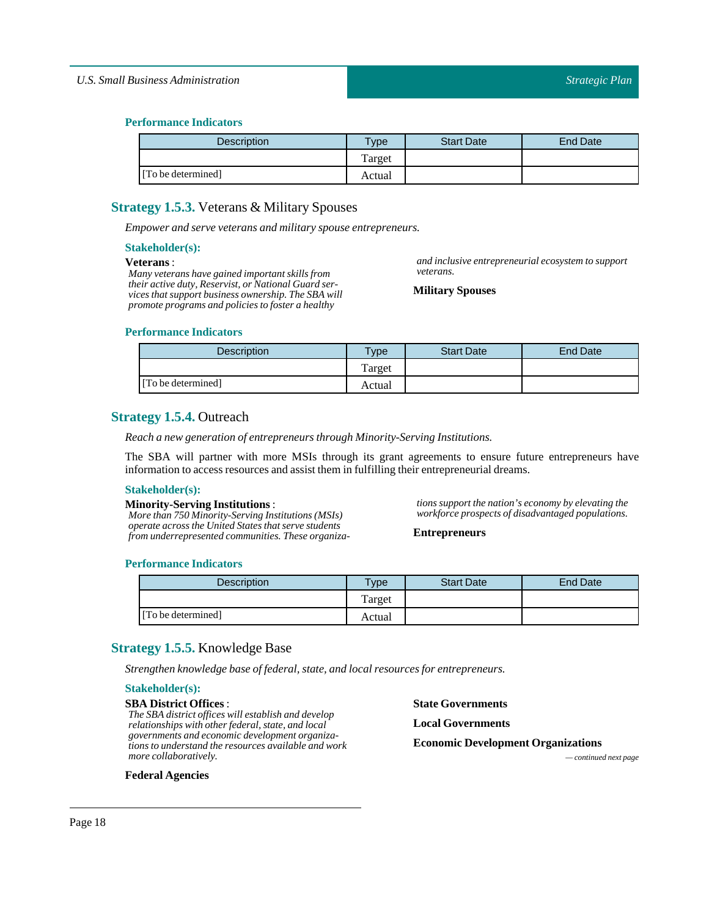#### Performance Indicators

| Description | Type | Start Date | End Date |
|---|---|---|---|
| | Target | | |
| [To be determined] | Actual | | |

### Strategy 1.5.3. Veterans & Military Spouses

*Empower and serve veterans and military spouse entrepreneurs.*

#### Stakeholder(s):

**Veterans** :
*Many veterans have gained important skills from their active duty, Reservist, or National Guard services that support business ownership. The SBA will promote programs and policies to foster a healthy and inclusive entrepreneurial ecosystem to support veterans.*

**Military Spouses**

#### Performance Indicators

| Description | Type | Start Date | End Date |
|---|---|---|---|
| | Target | | |
| [To be determined] | Actual | | |

### Strategy 1.5.4. Outreach

*Reach a new generation of entrepreneurs through Minority-Serving Institutions.*

The SBA will partner with more MSIs through its grant agreements to ensure future entrepreneurs have information to access resources and assist them in fulfilling their entrepreneurial dreams.

#### Stakeholder(s):

**Minority-Serving Institutions** :
*More than 750 Minority-Serving Institutions (MSIs) operate across the United States that serve students from underrepresented communities. These organizations support the nation's economy by elevating the workforce prospects of disadvantaged populations.*

**Entrepreneurs**

#### Performance Indicators

| Description | Type | Start Date | End Date |
|---|---|---|---|
| | Target | | |
| [To be determined] | Actual | | |

### Strategy 1.5.5. Knowledge Base

*Strengthen knowledge base of federal, state, and local resources for entrepreneurs.*

#### Stakeholder(s):

**SBA District Offices** :
*The SBA district offices will establish and develop relationships with other federal, state, and local governments and economic development organizations to understand the resources available and work more collaboratively.*

**Federal Agencies**

**State Governments**

**Local Governments**

**Economic Development Organizations**

*— continued next page*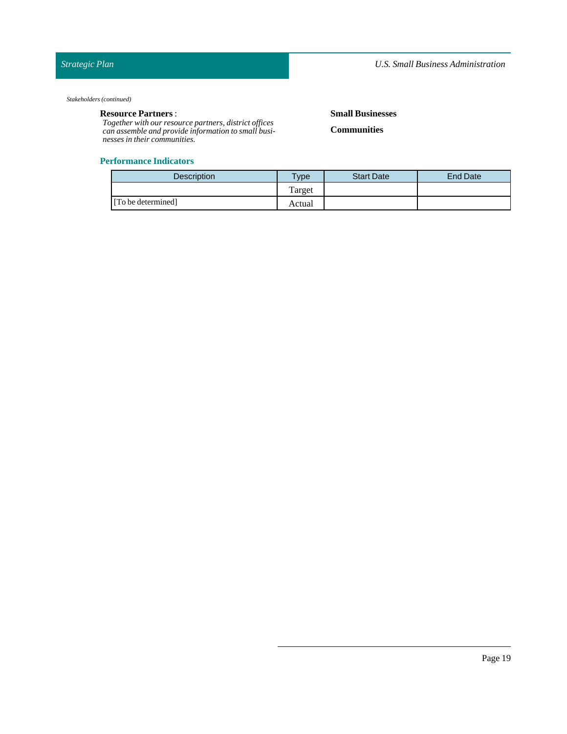*Stakeholders (continued)*

**Resource Partners**:
*Together with our resource partners, district offices can assemble and provide information to small businesses in their communities.*

**Small Businesses**

**Communities**

### Performance Indicators

| Description | Type | Start Date | End Date |
| --- | --- | --- | --- |
| | Target | | |
| [To be determined] | Actual | | |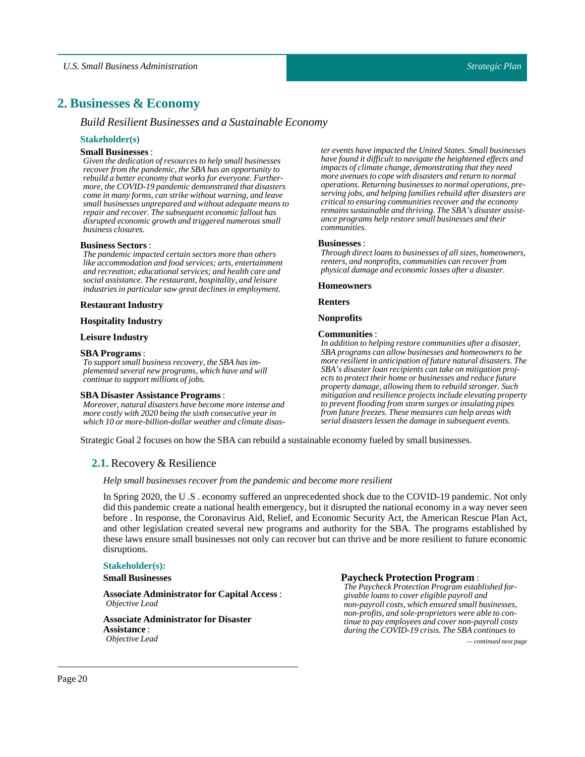## 2. Businesses & Economy

*Build Resilient Businesses and a Sustainable Economy*

### Stakeholder(s)

**Small Businesses** :
*Given the dedication of resources to help small businesses recover from the pandemic, the SBA has an opportunity to rebuild a better economy that works for everyone. Furthermore, the COVID-19 pandemic demonstrated that disasters come in many forms, can strike without warning, and leave small businesses unprepared and without adequate means to repair and recover. The subsequent economic fallout has disrupted economic growth and triggered numerous small business closures.*

**Business Sectors** :
*The pandemic impacted certain sectors more than others like accommodation and food services; arts, entertainment and recreation; educational services; and health care and social assistance. The restaurant, hospitality, and leisure industries in particular saw great declines in employment.*

**Restaurant Industry**

**Hospitality Industry**

**Leisure Industry**

**SBA Programs** :
*To support small business recovery, the SBA has implemented several new programs, which have and will continue to support millions of jobs.*

**SBA Disaster Assistance Programs** :
*Moreover, natural disasters have become more intense and more costly with 2020 being the sixth consecutive year in which 10 or more-billion-dollar weather and climate disaster events have impacted the United States. Small businesses have found it difficult to navigate the heightened effects and impacts of climate change, demonstrating that they need more avenues to cope with disasters and return to normal operations. Returning businesses to normal operations, preserving jobs, and helping families rebuild after disasters are critical to ensuring communities recover and the economy remains sustainable and thriving. The SBA's disaster assistance programs help restore small businesses and their communities.*

**Businesses** :
*Through direct loans to businesses of all sizes, homeowners, renters, and nonprofits, communities can recover from physical damage and economic losses after a disaster.*

**Homeowners**

**Renters**

**Nonprofits**

**Communities** :
*In addition to helping restore communities after a disaster, SBA programs can allow businesses and homeowners to be more resilient in anticipation of future natural disasters. The SBA's disaster loan recipients can take on mitigation projects to protect their home or businesses and reduce future property damage, allowing them to rebuild stronger. Such mitigation and resilience projects include elevating property to prevent flooding from storm surges or insulating pipes from future freezes. These measures can help areas with serial disasters lessen the damage in subsequent events.*

Strategic Goal 2 focuses on how the SBA can rebuild a sustainable economy fueled by small businesses.

### 2.1. Recovery & Resilience

*Help small businesses recover from the pandemic and become more resilient*

In Spring 2020, the U .S . economy suffered an unprecedented shock due to the COVID-19 pandemic. Not only did this pandemic create a national health emergency, but it disrupted the national economy in a way never seen before . In response, the Coronavirus Aid, Relief, and Economic Security Act, the American Rescue Plan Act, and other legislation created several new programs and authority for the SBA. The programs established by these laws ensure small businesses not only can recover but can thrive and be more resilient to future economic disruptions.

#### Stakeholder(s):

**Small Businesses**

**Associate Administrator for Capital Access** :
*Objective Lead*

**Associate Administrator for Disaster Assistance** :
*Objective Lead*

**Paycheck Protection Program** :
*The Paycheck Protection Program established forgivable loans to cover eligible payroll and non-payroll costs, which ensured small businesses, non-profits, and sole-proprietors were able to continue to pay employees and cover non-payroll costs during the COVID-19 crisis. The SBA continues to*

*— continued next page*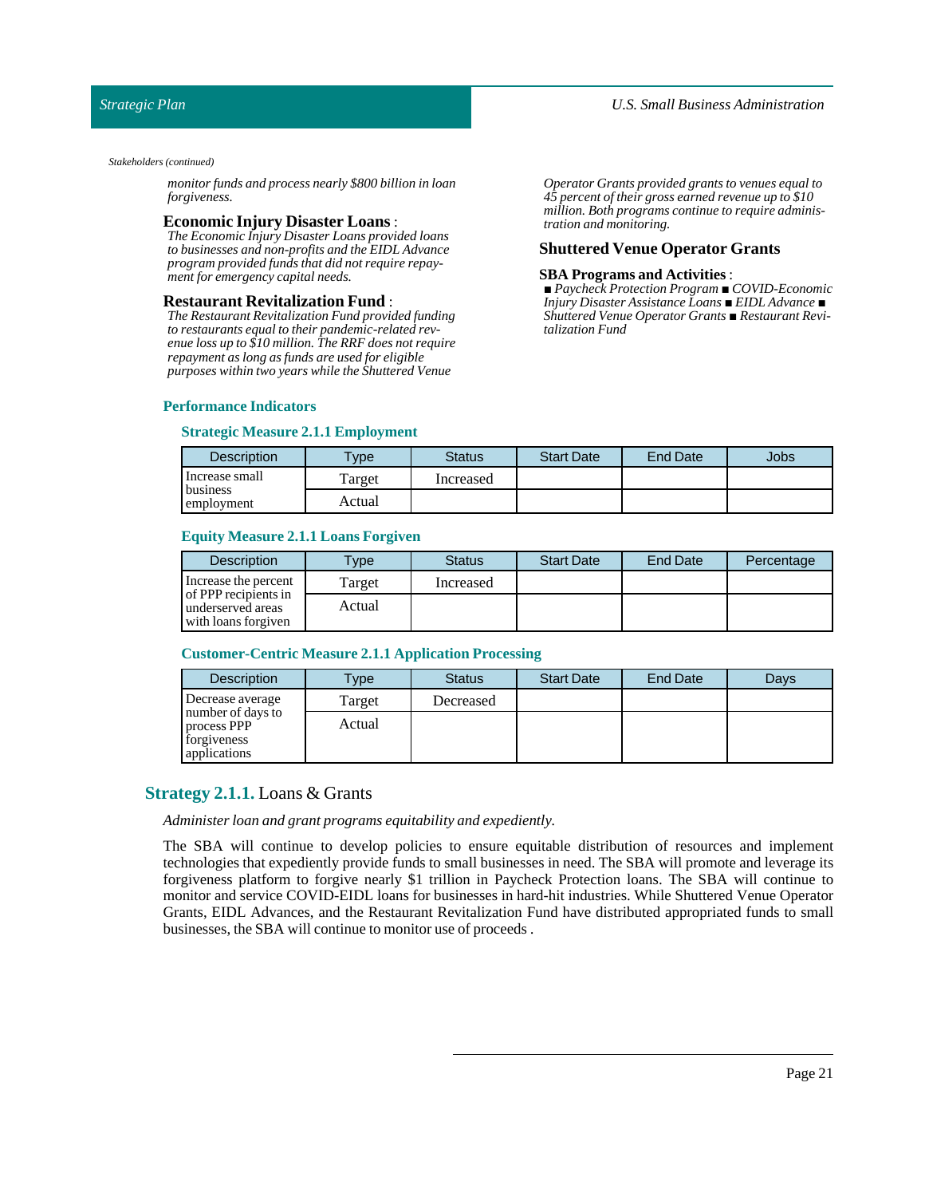*Stakeholders (continued)*

*monitor funds and process nearly $800 billion in loan forgiveness.*

**Economic Injury Disaster Loans** : *The Economic Injury Disaster Loans provided loans to businesses and non-profits and the EIDL Advance program provided funds that did not require repayment for emergency capital needs.*

**Restaurant Revitalization Fund** : *The Restaurant Revitalization Fund provided funding to restaurants equal to their pandemic-related revenue loss up to $10 million. The RRF does not require repayment as long as funds are used for eligible purposes within two years while the Shuttered Venue Operator Grants provided grants to venues equal to 45 percent of their gross earned revenue up to $10 million. Both programs continue to require administration and monitoring.*

**Shuttered Venue Operator Grants**

**SBA Programs and Activities** :
*■ Paycheck Protection Program ■ COVID-Economic Injury Disaster Assistance Loans ■ EIDL Advance ■ Shuttered Venue Operator Grants ■ Restaurant Revitalization Fund*

### Performance Indicators

#### Strategic Measure 2.1.1 Employment

| Description | Type | Status | Start Date | End Date | Jobs |
|---|---|---|---|---|---|
| Increase small business employment | Target | Increased | | | |
| | Actual | | | | |

#### Equity Measure 2.1.1 Loans Forgiven

| Description | Type | Status | Start Date | End Date | Percentage |
|---|---|---|---|---|---|
| Increase the percent of PPP recipients in underserved areas with loans forgiven | Target | Increased | | | |
| | Actual | | | | |

#### Customer-Centric Measure 2.1.1 Application Processing

| Description | Type | Status | Start Date | End Date | Days |
|---|---|---|---|---|---|
| Decrease average number of days to process PPP forgiveness applications | Target | Decreased | | | |
| | Actual | | | | |

## Strategy 2.1.1. Loans & Grants

*Administer loan and grant programs equitability and expediently.*

The SBA will continue to develop policies to ensure equitable distribution of resources and implement technologies that expediently provide funds to small businesses in need. The SBA will promote and leverage its forgiveness platform to forgive nearly $1 trillion in Paycheck Protection loans. The SBA will continue to monitor and service COVID-EIDL loans for businesses in hard-hit industries. While Shuttered Venue Operator Grants, EIDL Advances, and the Restaurant Revitalization Fund have distributed appropriated funds to small businesses, the SBA will continue to monitor use of proceeds .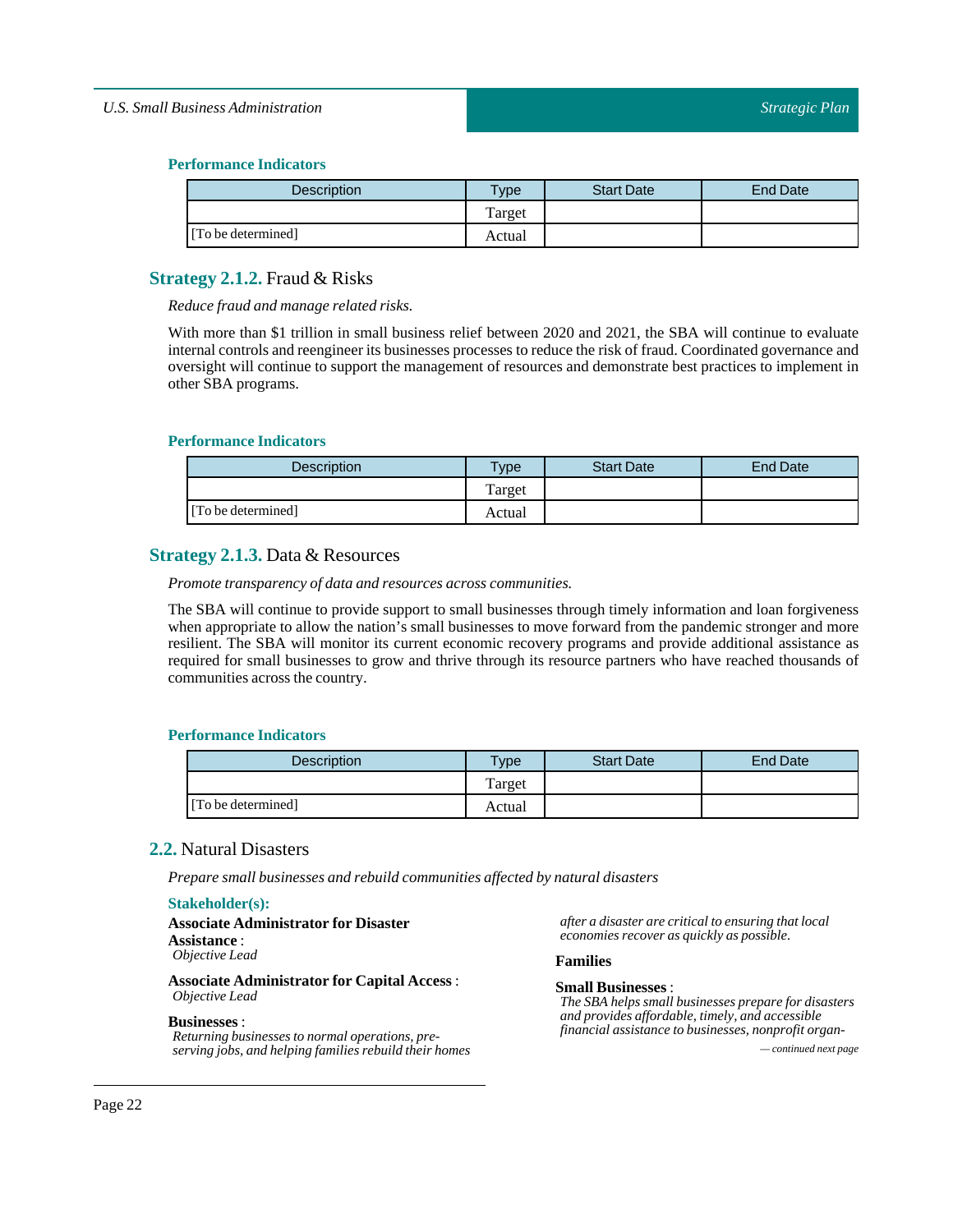#### Performance Indicators

| Description | Type | Start Date | End Date |
|---|---|---|---|
| | Target | | |
| [To be determined] | Actual | | |

### Strategy 2.1.2. Fraud & Risks

*Reduce fraud and manage related risks.*

With more than $1 trillion in small business relief between 2020 and 2021, the SBA will continue to evaluate internal controls and reengineer its businesses processes to reduce the risk of fraud. Coordinated governance and oversight will continue to support the management of resources and demonstrate best practices to implement in other SBA programs.

#### Performance Indicators

| Description | Type | Start Date | End Date |
|---|---|---|---|
| | Target | | |
| [To be determined] | Actual | | |

### Strategy 2.1.3. Data & Resources

*Promote transparency of data and resources across communities.*

The SBA will continue to provide support to small businesses through timely information and loan forgiveness when appropriate to allow the nation's small businesses to move forward from the pandemic stronger and more resilient. The SBA will monitor its current economic recovery programs and provide additional assistance as required for small businesses to grow and thrive through its resource partners who have reached thousands of communities across the country.

#### Performance Indicators

| Description | Type | Start Date | End Date |
|---|---|---|---|
| | Target | | |
| [To be determined] | Actual | | |

## 2.2. Natural Disasters

*Prepare small businesses and rebuild communities affected by natural disasters*

#### Stakeholder(s):

**Associate Administrator for Disaster Assistance** :
*Objective Lead*

**Associate Administrator for Capital Access** :
*Objective Lead*

**Businesses** :
*Returning businesses to normal operations, preserving jobs, and helping families rebuild their homes after a disaster are critical to ensuring that local economies recover as quickly as possible.*

**Families**

**Small Businesses** :
*The SBA helps small businesses prepare for disasters and provides affordable, timely, and accessible financial assistance to businesses, nonprofit organ-*

*— continued next page*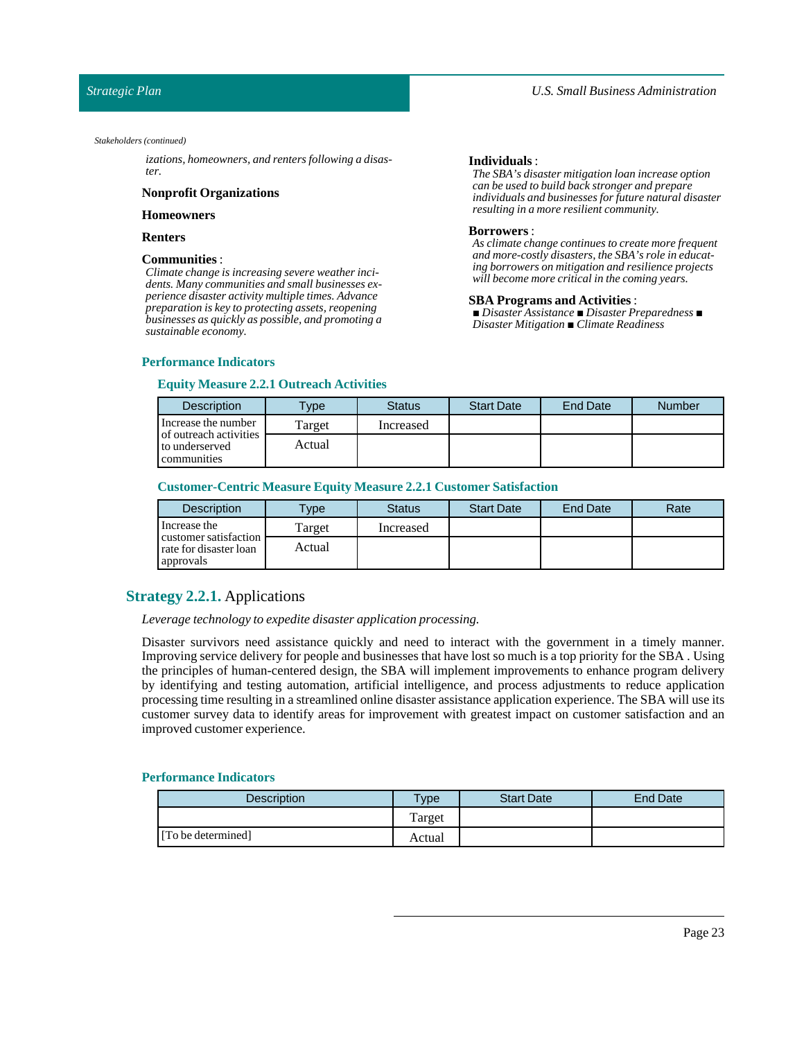*Stakeholders (continued)*

*izations, homeowners, and renters following a disaster.*

**Nonprofit Organizations**

**Homeowners**

**Renters**

**Communities** :
*Climate change is increasing severe weather incidents. Many communities and small businesses experience disaster activity multiple times. Advance preparation is key to protecting assets, reopening businesses as quickly as possible, and promoting a sustainable economy.*

**Individuals** :
*The SBA's disaster mitigation loan increase option can be used to build back stronger and prepare individuals and businesses for future natural disaster resulting in a more resilient community.*

**Borrowers** :
*As climate change continues to create more frequent and more-costly disasters, the SBA's role in educating borrowers on mitigation and resilience projects will become more critical in the coming years.*

**SBA Programs and Activities** :
*■ Disaster Assistance ■ Disaster Preparedness ■ Disaster Mitigation ■ Climate Readiness*

### Performance Indicators

#### Equity Measure 2.2.1 Outreach Activities

| Description | Type | Status | Start Date | End Date | Number |
|---|---|---|---|---|---|
| Increase the number of outreach activities to underserved communities | Target | Increased | | | |
| | Actual | | | | |

#### Customer-Centric Measure Equity Measure 2.2.1 Customer Satisfaction

| Description | Type | Status | Start Date | End Date | Rate |
|---|---|---|---|---|---|
| Increase the customer satisfaction rate for disaster loan approvals | Target | Increased | | | |
| | Actual | | | | |

## Strategy 2.2.1. Applications

*Leverage technology to expedite disaster application processing.*

Disaster survivors need assistance quickly and need to interact with the government in a timely manner. Improving service delivery for people and businesses that have lost so much is a top priority for the SBA . Using the principles of human-centered design, the SBA will implement improvements to enhance program delivery by identifying and testing automation, artificial intelligence, and process adjustments to reduce application processing time resulting in a streamlined online disaster assistance application experience. The SBA will use its customer survey data to identify areas for improvement with greatest impact on customer satisfaction and an improved customer experience.

### Performance Indicators

| Description | Type | Start Date | End Date |
|---|---|---|---|
| | Target | | |
| [To be determined] | Actual | | |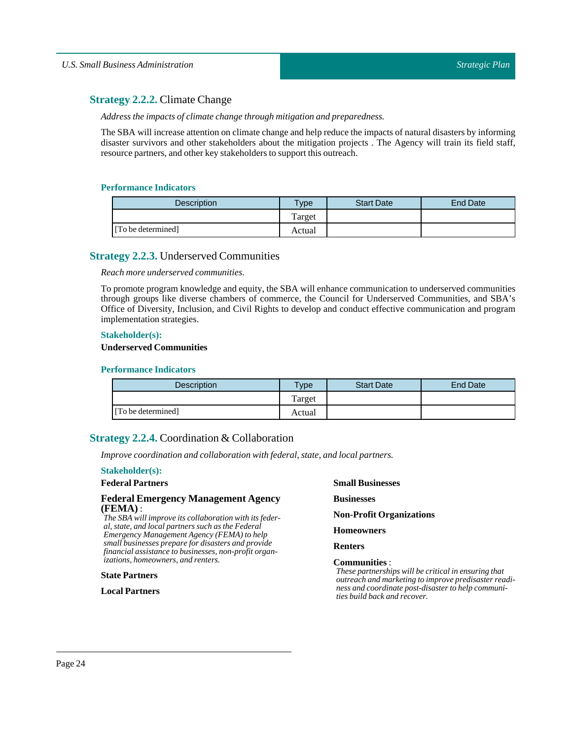## Strategy 2.2.2. Climate Change

*Address the impacts of climate change through mitigation and preparedness.*

The SBA will increase attention on climate change and help reduce the impacts of natural disasters by informing disaster survivors and other stakeholders about the mitigation projects . The Agency will train its field staff, resource partners, and other key stakeholders to support this outreach.

### Performance Indicators

| Description | Type | Start Date | End Date |
|---|---|---|---|
| [To be determined] | Target | | |
| | Actual | | |

## Strategy 2.2.3. Underserved Communities

*Reach more underserved communities.*

To promote program knowledge and equity, the SBA will enhance communication to underserved communities through groups like diverse chambers of commerce, the Council for Underserved Communities, and SBA's Office of Diversity, Inclusion, and Civil Rights to develop and conduct effective communication and program implementation strategies.

### Stakeholder(s):

**Underserved Communities**

### Performance Indicators

| Description | Type | Start Date | End Date |
|---|---|---|---|
| [To be determined] | Target | | |
| | Actual | | |

## Strategy 2.2.4. Coordination & Collaboration

*Improve coordination and collaboration with federal, state, and local partners.*

### Stakeholder(s):

**Federal Partners**

**Federal Emergency Management Agency (FEMA)** :
*The SBA will improve its collaboration with its federal, state, and local partners such as the Federal Emergency Management Agency (FEMA) to help small businesses prepare for disasters and provide financial assistance to businesses, non-profit organizations, homeowners, and renters.*

**State Partners**

**Local Partners**

**Small Businesses**

**Businesses**

**Non-Profit Organizations**

**Homeowners**

**Renters**

**Communities** :
*These partnerships will be critical in ensuring that outreach and marketing to improve predisaster readiness and coordinate post-disaster to help communities build back and recover.*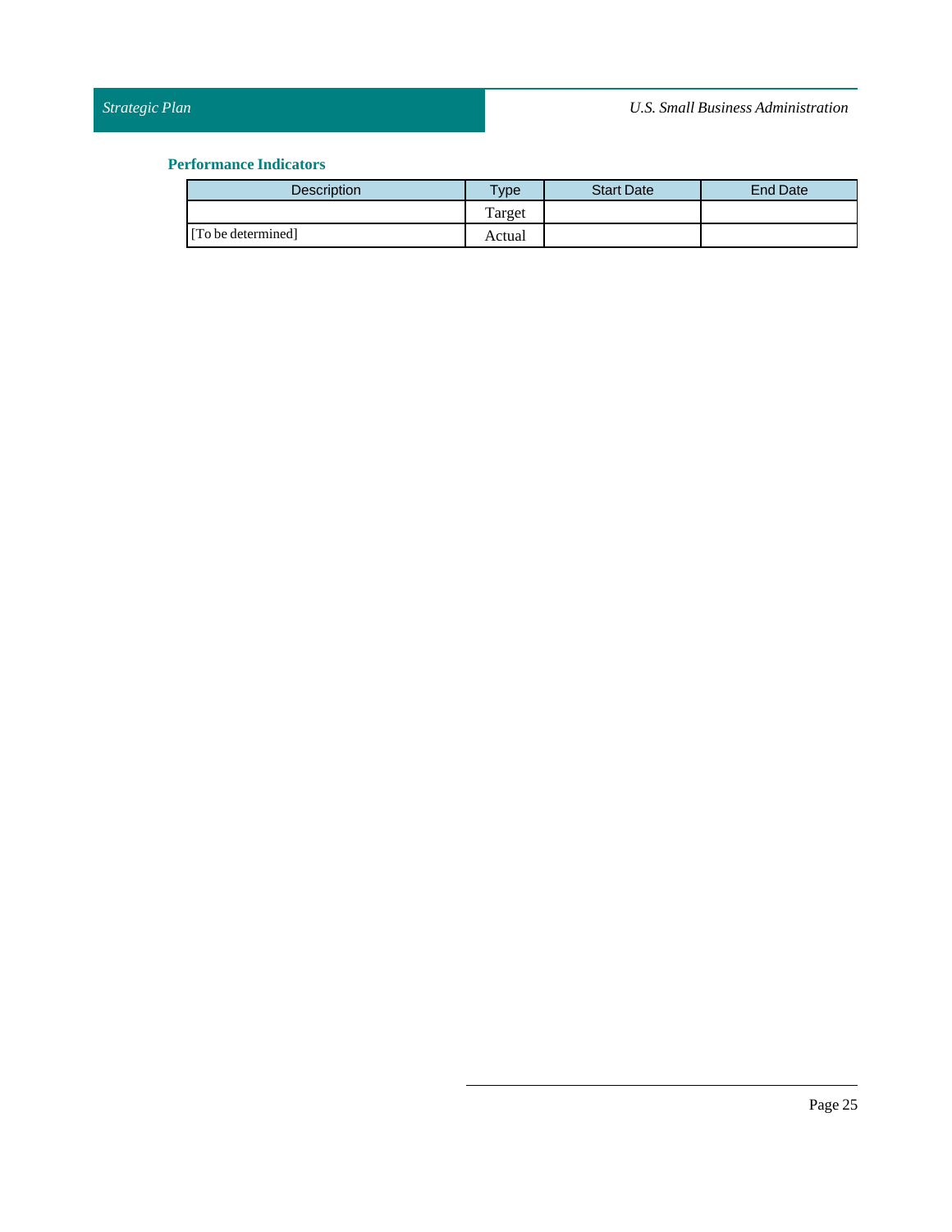### Performance Indicators

| Description | Type | Start Date | End Date |
| --- | --- | --- | --- |
| [To be determined] | Target | | |
| | Actual | | |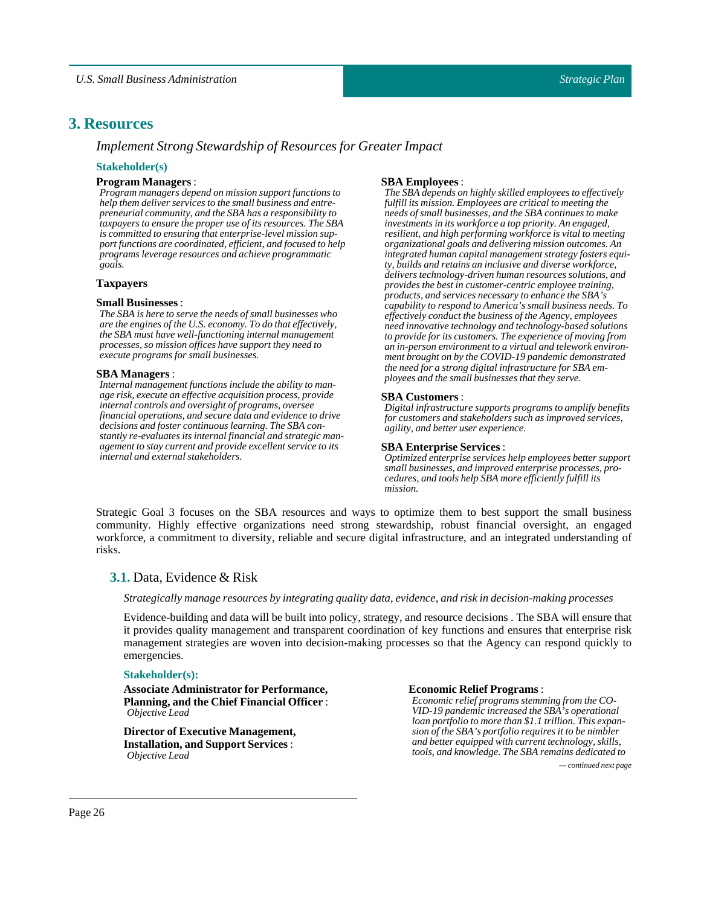## 3. Resources

*Implement Strong Stewardship of Resources for Greater Impact*

**Stakeholder(s)**

**Program Managers** :
*Program managers depend on mission support functions to help them deliver services to the small business and entrepreneurial community, and the SBA has a responsibility to taxpayers to ensure the proper use of its resources. The SBA is committed to ensuring that enterprise-level mission support functions are coordinated, efficient, and focused to help programs leverage resources and achieve programmatic goals.*

**Taxpayers**

**Small Businesses** :
*The SBA is here to serve the needs of small businesses who are the engines of the U.S. economy. To do that effectively, the SBA must have well-functioning internal management processes, so mission offices have support they need to execute programs for small businesses.*

**SBA Managers** :
*Internal management functions include the ability to manage risk, execute an effective acquisition process, provide internal controls and oversight of programs, oversee financial operations, and secure data and evidence to drive decisions and foster continuous learning. The SBA constantly re-evaluates its internal financial and strategic management to stay current and provide excellent service to its internal and external stakeholders.*

**SBA Employees** :
*The SBA depends on highly skilled employees to effectively fulfill its mission. Employees are critical to meeting the needs of small businesses, and the SBA continues to make investments in its workforce a top priority. An engaged, resilient, and high performing workforce is vital to meeting organizational goals and delivering mission outcomes. An integrated human capital management strategy fosters equity, builds and retains an inclusive and diverse workforce, delivers technology-driven human resources solutions, and provides the best in customer-centric employee training, products, and services necessary to enhance the SBA's capability to respond to America's small business needs. To effectively conduct the business of the Agency, employees need innovative technology and technology-based solutions to provide for its customers. The experience of moving from an in-person environment to a virtual and telework environment brought on by the COVID-19 pandemic demonstrated the need for a strong digital infrastructure for SBA employees and the small businesses that they serve.*

**SBA Customers** :
*Digital infrastructure supports programs to amplify benefits for customers and stakeholders such as improved services, agility, and better user experience.*

**SBA Enterprise Services** :
*Optimized enterprise services help employees better support small businesses, and improved enterprise processes, procedures, and tools help SBA more efficiently fulfill its mission.*

Strategic Goal 3 focuses on the SBA resources and ways to optimize them to best support the small business community. Highly effective organizations need strong stewardship, robust financial oversight, an engaged workforce, a commitment to diversity, reliable and secure digital infrastructure, and an integrated understanding of risks.

### 3.1. Data, Evidence & Risk

*Strategically manage resources by integrating quality data, evidence, and risk in decision-making processes*

Evidence-building and data will be built into policy, strategy, and resource decisions . The SBA will ensure that it provides quality management and transparent coordination of key functions and ensures that enterprise risk management strategies are woven into decision-making processes so that the Agency can respond quickly to emergencies.

**Stakeholder(s):**

**Associate Administrator for Performance, Planning, and the Chief Financial Officer** :
*Objective Lead*

**Director of Executive Management, Installation, and Support Services** :
*Objective Lead*

**Economic Relief Programs** :
*Economic relief programs stemming from the COVID-19 pandemic increased the SBA's operational loan portfolio to more than $1.1 trillion. This expansion of the SBA's portfolio requires it to be nimbler and better equipped with current technology, skills, tools, and knowledge. The SBA remains dedicated to*

*— continued next page*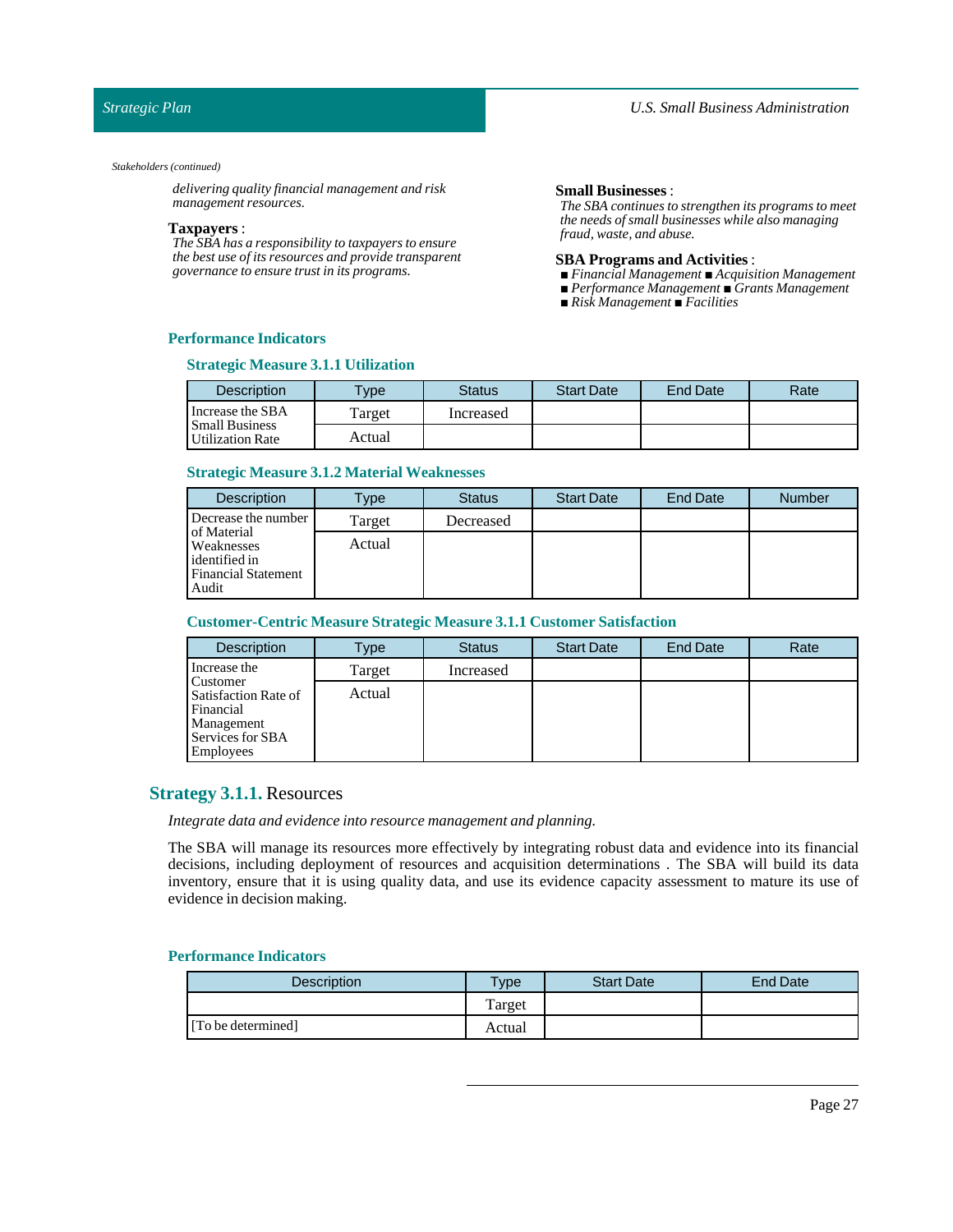*Stakeholders (continued)*

*delivering quality financial management and risk management resources.*

**Taxpayers** :
*The SBA has a responsibility to taxpayers to ensure the best use of its resources and provide transparent governance to ensure trust in its programs.*

**Small Businesses** :
*The SBA continues to strengthen its programs to meet the needs of small businesses while also managing fraud, waste, and abuse.*

**SBA Programs and Activities** :
■ *Financial Management* ■ *Acquisition Management*
■ *Performance Management* ■ *Grants Management*
■ *Risk Management* ■ *Facilities*

### Performance Indicators

#### Strategic Measure 3.1.1 Utilization

| Description | Type | Status | Start Date | End Date | Rate |
|---|---|---|---|---|---|
| Increase the SBA Small Business Utilization Rate | Target | Increased | | | |
| | Actual | | | | |

#### Strategic Measure 3.1.2 Material Weaknesses

| Description | Type | Status | Start Date | End Date | Number |
|---|---|---|---|---|---|
| Decrease the number of Material Weaknesses identified in Financial Statement Audit | Target | Decreased | | | |
| | Actual | | | | |

#### Customer-Centric Measure Strategic Measure 3.1.1 Customer Satisfaction

| Description | Type | Status | Start Date | End Date | Rate |
|---|---|---|---|---|---|
| Increase the Customer Satisfaction Rate of Financial Management Services for SBA Employees | Target | Increased | | | |
| | Actual | | | | |

## Strategy 3.1.1. Resources

*Integrate data and evidence into resource management and planning.*

The SBA will manage its resources more effectively by integrating robust data and evidence into its financial decisions, including deployment of resources and acquisition determinations . The SBA will build its data inventory, ensure that it is using quality data, and use its evidence capacity assessment to mature its use of evidence in decision making.

### Performance Indicators

| Description | Type | Start Date | End Date |
|---|---|---|---|
| | Target | | |
| [To be determined] | Actual | | |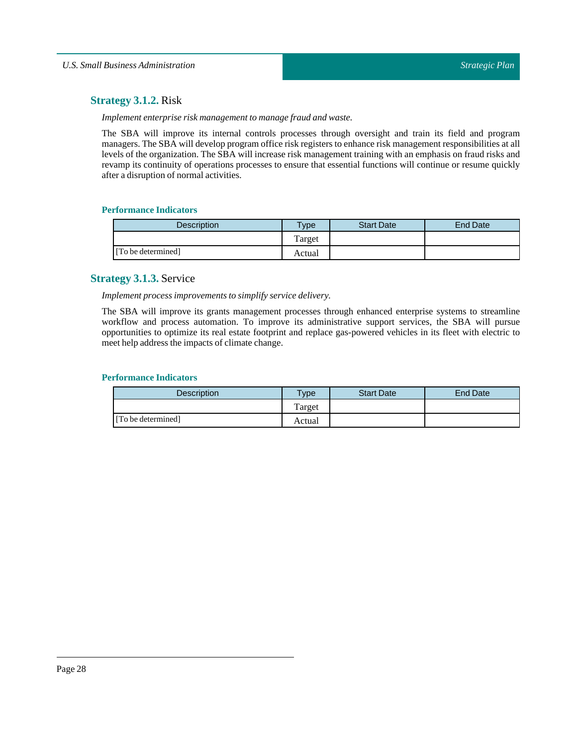## Strategy 3.1.2. Risk

*Implement enterprise risk management to manage fraud and waste.*

The SBA will improve its internal controls processes through oversight and train its field and program managers. The SBA will develop program office risk registers to enhance risk management responsibilities at all levels of the organization. The SBA will increase risk management training with an emphasis on fraud risks and revamp its continuity of operations processes to ensure that essential functions will continue or resume quickly after a disruption of normal activities.

### Performance Indicators

| Description | Type | Start Date | End Date |
|---|---|---|---|
| | Target | | |
| [To be determined] | Actual | | |

## Strategy 3.1.3. Service

*Implement process improvements to simplify service delivery.*

The SBA will improve its grants management processes through enhanced enterprise systems to streamline workflow and process automation. To improve its administrative support services, the SBA will pursue opportunities to optimize its real estate footprint and replace gas-powered vehicles in its fleet with electric to meet help address the impacts of climate change.

### Performance Indicators

| Description | Type | Start Date | End Date |
|---|---|---|---|
| | Target | | |
| [To be determined] | Actual | | |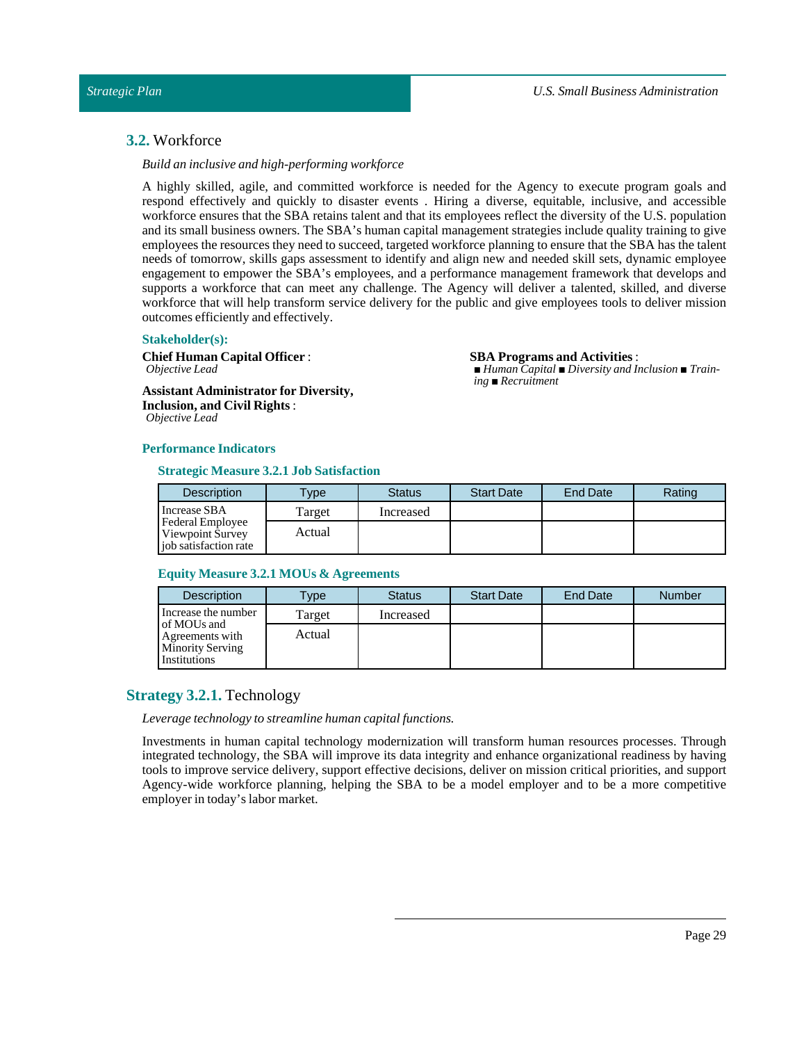## 3.2. Workforce

*Build an inclusive and high-performing workforce*

A highly skilled, agile, and committed workforce is needed for the Agency to execute program goals and respond effectively and quickly to disaster events . Hiring a diverse, equitable, inclusive, and accessible workforce ensures that the SBA retains talent and that its employees reflect the diversity of the U.S. population and its small business owners. The SBA's human capital management strategies include quality training to give employees the resources they need to succeed, targeted workforce planning to ensure that the SBA has the talent needs of tomorrow, skills gaps assessment to identify and align new and needed skill sets, dynamic employee engagement to empower the SBA's employees, and a performance management framework that develops and supports a workforce that can meet any challenge. The Agency will deliver a talented, skilled, and diverse workforce that will help transform service delivery for the public and give employees tools to deliver mission outcomes efficiently and effectively.

### Stakeholder(s):

**Chief Human Capital Officer** :
*Objective Lead*

**Assistant Administrator for Diversity, Inclusion, and Civil Rights** :
*Objective Lead*

**SBA Programs and Activities** :
■ *Human Capital* ■ *Diversity and Inclusion* ■ *Training* ■ *Recruitment*

### Performance Indicators

#### Strategic Measure 3.2.1 Job Satisfaction

| Description | Type | Status | Start Date | End Date | Rating |
|---|---|---|---|---|---|
| Increase SBA Federal Employee Viewpoint Survey job satisfaction rate | Target | Increased | | | |
| | Actual | | | | |

#### Equity Measure 3.2.1 MOUs & Agreements

| Description | Type | Status | Start Date | End Date | Number |
|---|---|---|---|---|---|
| Increase the number of MOUs and Agreements with Minority Serving Institutions | Target | Increased | | | |
| | Actual | | | | |

## Strategy 3.2.1. Technology

*Leverage technology to streamline human capital functions.*

Investments in human capital technology modernization will transform human resources processes. Through integrated technology, the SBA will improve its data integrity and enhance organizational readiness by having tools to improve service delivery, support effective decisions, deliver on mission critical priorities, and support Agency-wide workforce planning, helping the SBA to be a model employer and to be a more competitive employer in today's labor market.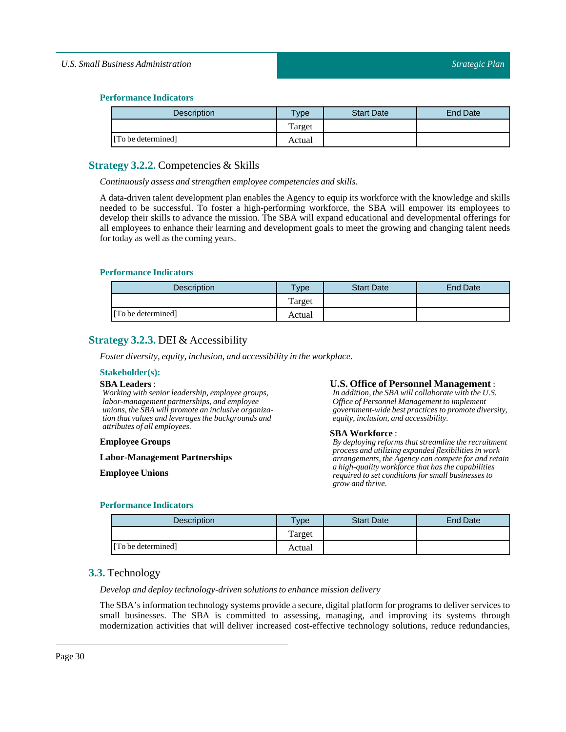#### Performance Indicators

| Description | Type | Start Date | End Date |
|---|---|---|---|
| | Target | | |
| [To be determined] | Actual | | |

### Strategy 3.2.2. Competencies & Skills

*Continuously assess and strengthen employee competencies and skills.*

A data-driven talent development plan enables the Agency to equip its workforce with the knowledge and skills needed to be successful. To foster a high-performing workforce, the SBA will empower its employees to develop their skills to advance the mission. The SBA will expand educational and developmental offerings for all employees to enhance their learning and development goals to meet the growing and changing talent needs for today as well as the coming years.

#### Performance Indicators

| Description | Type | Start Date | End Date |
|---|---|---|---|
| | Target | | |
| [To be determined] | Actual | | |

### Strategy 3.2.3. DEI & Accessibility

*Foster diversity, equity, inclusion, and accessibility in the workplace.*

#### Stakeholder(s):

**SBA Leaders** :
*Working with senior leadership, employee groups, labor-management partnerships, and employee unions, the SBA will promote an inclusive organization that values and leverages the backgrounds and attributes of all employees.*

**Employee Groups**

**Labor-Management Partnerships**

**Employee Unions**

**U.S. Office of Personnel Management** :
*In addition, the SBA will collaborate with the U.S. Office of Personnel Management to implement government-wide best practices to promote diversity, equity, inclusion, and accessibility.*

**SBA Workforce** :
*By deploying reforms that streamline the recruitment process and utilizing expanded flexibilities in work arrangements, the Agency can compete for and retain a high-quality workforce that has the capabilities required to set conditions for small businesses to grow and thrive.*

#### Performance Indicators

| Description | Type | Start Date | End Date |
|---|---|---|---|
| | Target | | |
| [To be determined] | Actual | | |

### 3.3. Technology

*Develop and deploy technology-driven solutions to enhance mission delivery*

The SBA's information technology systems provide a secure, digital platform for programs to deliver services to small businesses. The SBA is committed to assessing, managing, and improving its systems through modernization activities that will deliver increased cost-effective technology solutions, reduce redundancies,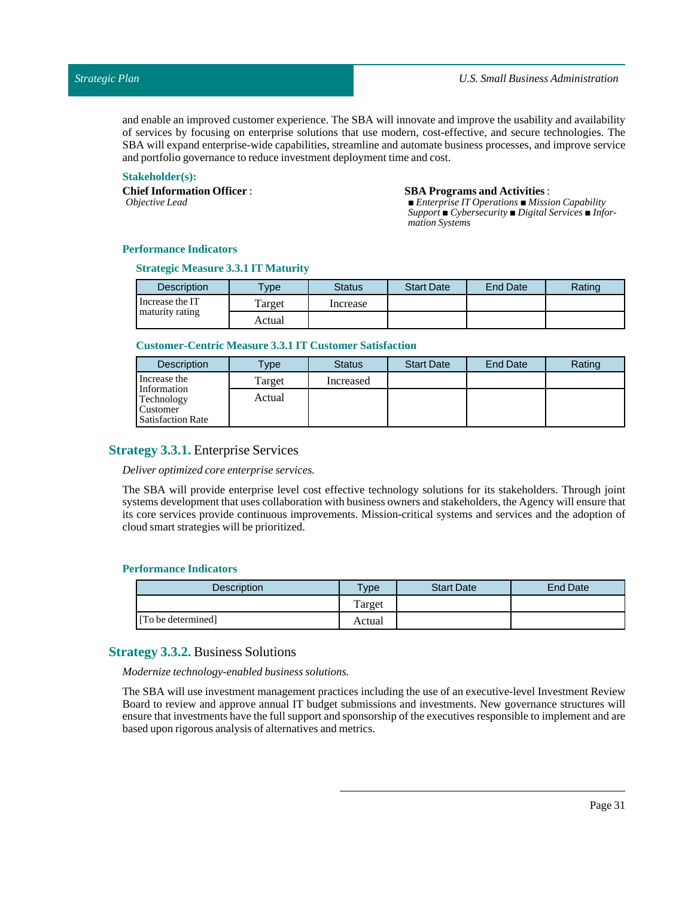and enable an improved customer experience. The SBA will innovate and improve the usability and availability of services by focusing on enterprise solutions that use modern, cost-effective, and secure technologies. The SBA will expand enterprise-wide capabilities, streamline and automate business processes, and improve service and portfolio governance to reduce investment deployment time and cost.

**Stakeholder(s):**

**Chief Information Officer** :
*Objective Lead*

**SBA Programs and Activities** :
■ *Enterprise IT Operations* ■ *Mission Capability Support* ■ *Cybersecurity* ■ *Digital Services* ■ *Information Systems*

### Performance Indicators

#### Strategic Measure 3.3.1 IT Maturity

| Description | Type | Status | Start Date | End Date | Rating |
|---|---|---|---|---|---|
| Increase the IT maturity rating | Target | Increase | | | |
| | Actual | | | | |

#### Customer-Centric Measure 3.3.1 IT Customer Satisfaction

| Description | Type | Status | Start Date | End Date | Rating |
|---|---|---|---|---|---|
| Increase the Information Technology Customer Satisfaction Rate | Target | Increased | | | |
| | Actual | | | | |

## Strategy 3.3.1. Enterprise Services

*Deliver optimized core enterprise services.*

The SBA will provide enterprise level cost effective technology solutions for its stakeholders. Through joint systems development that uses collaboration with business owners and stakeholders, the Agency will ensure that its core services provide continuous improvements. Mission-critical systems and services and the adoption of cloud smart strategies will be prioritized.

### Performance Indicators

| Description | Type | Start Date | End Date |
|---|---|---|---|
| | Target | | |
| [To be determined] | Actual | | |

## Strategy 3.3.2. Business Solutions

*Modernize technology-enabled business solutions.*

The SBA will use investment management practices including the use of an executive-level Investment Review Board to review and approve annual IT budget submissions and investments. New governance structures will ensure that investments have the full support and sponsorship of the executives responsible to implement and are based upon rigorous analysis of alternatives and metrics.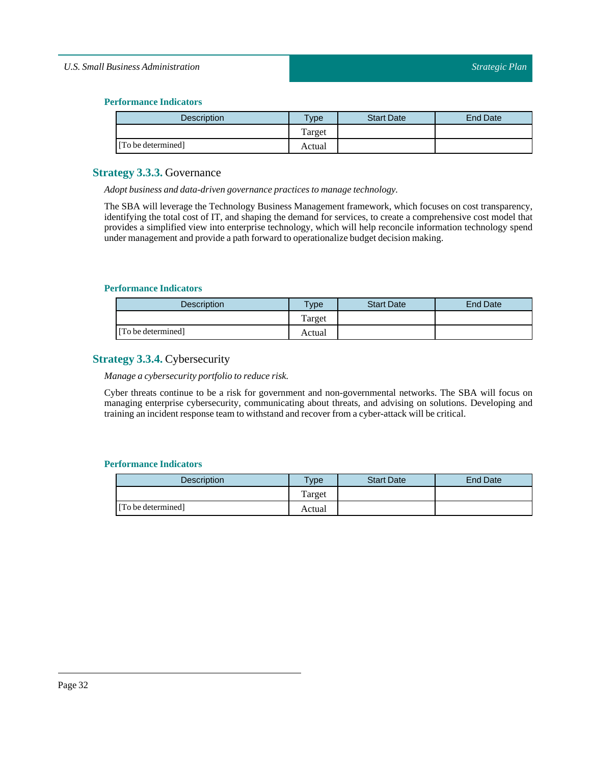#### Performance Indicators

| Description | Type | Start Date | End Date |
|---|---|---|---|
| | Target | | |
| [To be determined] | Actual | | |

### Strategy 3.3.3. Governance

*Adopt business and data-driven governance practices to manage technology.*

The SBA will leverage the Technology Business Management framework, which focuses on cost transparency, identifying the total cost of IT, and shaping the demand for services, to create a comprehensive cost model that provides a simplified view into enterprise technology, which will help reconcile information technology spend under management and provide a path forward to operationalize budget decision making.

#### Performance Indicators

| Description | Type | Start Date | End Date |
|---|---|---|---|
| | Target | | |
| [To be determined] | Actual | | |

### Strategy 3.3.4. Cybersecurity

*Manage a cybersecurity portfolio to reduce risk.*

Cyber threats continue to be a risk for government and non-governmental networks. The SBA will focus on managing enterprise cybersecurity, communicating about threats, and advising on solutions. Developing and training an incident response team to withstand and recover from a cyber-attack will be critical.

#### Performance Indicators

| Description | Type | Start Date | End Date |
|---|---|---|---|
| | Target | | |
| [To be determined] | Actual | | |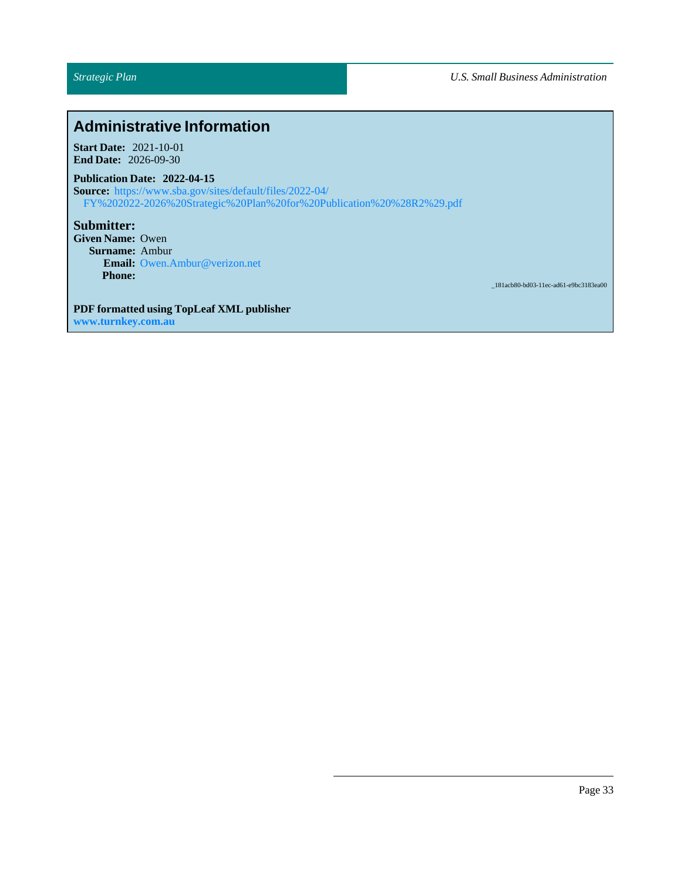## Administrative Information

**Start Date:** 2021-10-01
**End Date:** 2026-09-30

**Publication Date: 2022-04-15**
**Source:** https://www.sba.gov/sites/default/files/2022-04/FY%202022-2026%20Strategic%20Plan%20for%20Publication%20%28R2%29.pdf

### Submitter:

**Given Name:** Owen
**Surname:** Ambur
**Email:** Owen.Ambur@verizon.net
**Phone:**

_181acb80-bd03-11ec-ad61-e9bc3183ea00

**PDF formatted using TopLeaf XML publisher**
**www.turnkey.com.au**